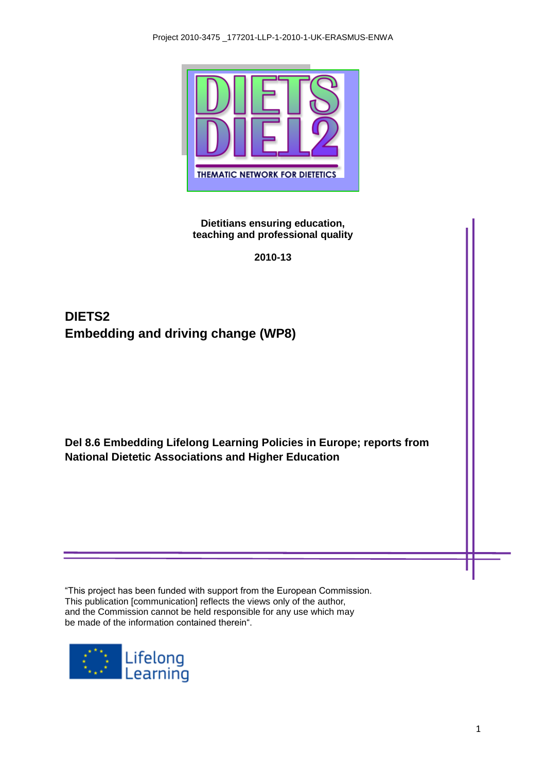Project 2010-3475 _177201-LLP-1-2010-1-UK-ERASMUS-ENWA

DIETS DIET2

THEMATIC NETWORK FOR DIETETICS

**Dietitians ensuring education, teaching and professional quality**

**2010-13**

# DIETS2
# Embedding and driving change (WP8)

## Del 8.6 Embedding Lifelong Learning Policies in Europe; reports from National Dietetic Associations and Higher Education

"This project has been funded with support from the European Commission. This publication [communication] reflects the views only of the author, and the Commission cannot be held responsible for any use which may be made of the information contained therein".

Lifelong Learning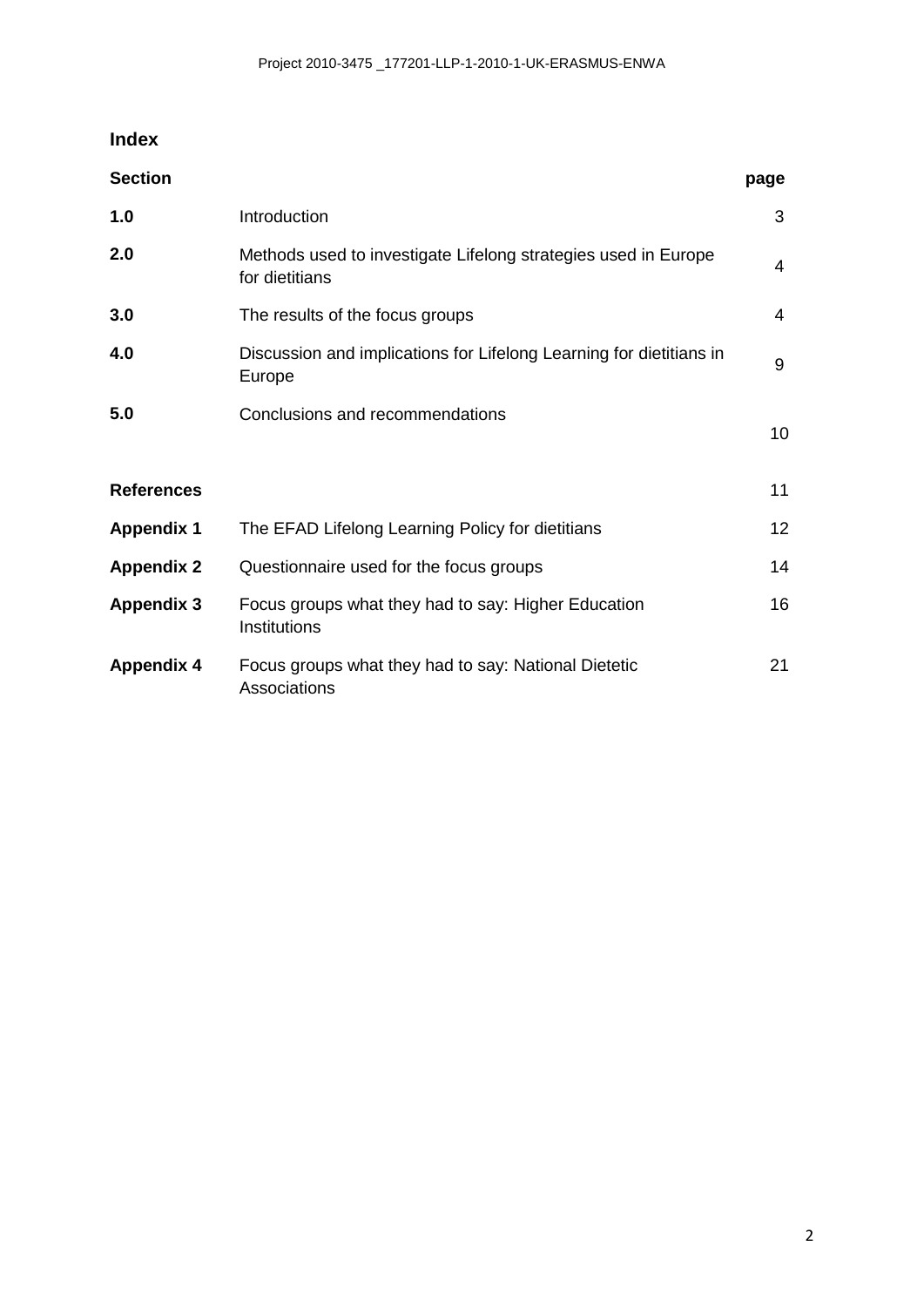## Index

| Section | | page |
|---|---|---|
| **1.0** | Introduction | 3 |
| **2.0** | Methods used to investigate Lifelong strategies used in Europe for dietitians | 4 |
| **3.0** | The results of the focus groups | 4 |
| **4.0** | Discussion and implications for Lifelong Learning for dietitians in Europe | 9 |
| **5.0** | Conclusions and recommendations | 10 |
| **References** | | 11 |
| **Appendix 1** | The EFAD Lifelong Learning Policy for dietitians | 12 |
| **Appendix 2** | Questionnaire used for the focus groups | 14 |
| **Appendix 3** | Focus groups what they had to say: Higher Education Institutions | 16 |
| **Appendix 4** | Focus groups what they had to say: National Dietetic Associations | 21 |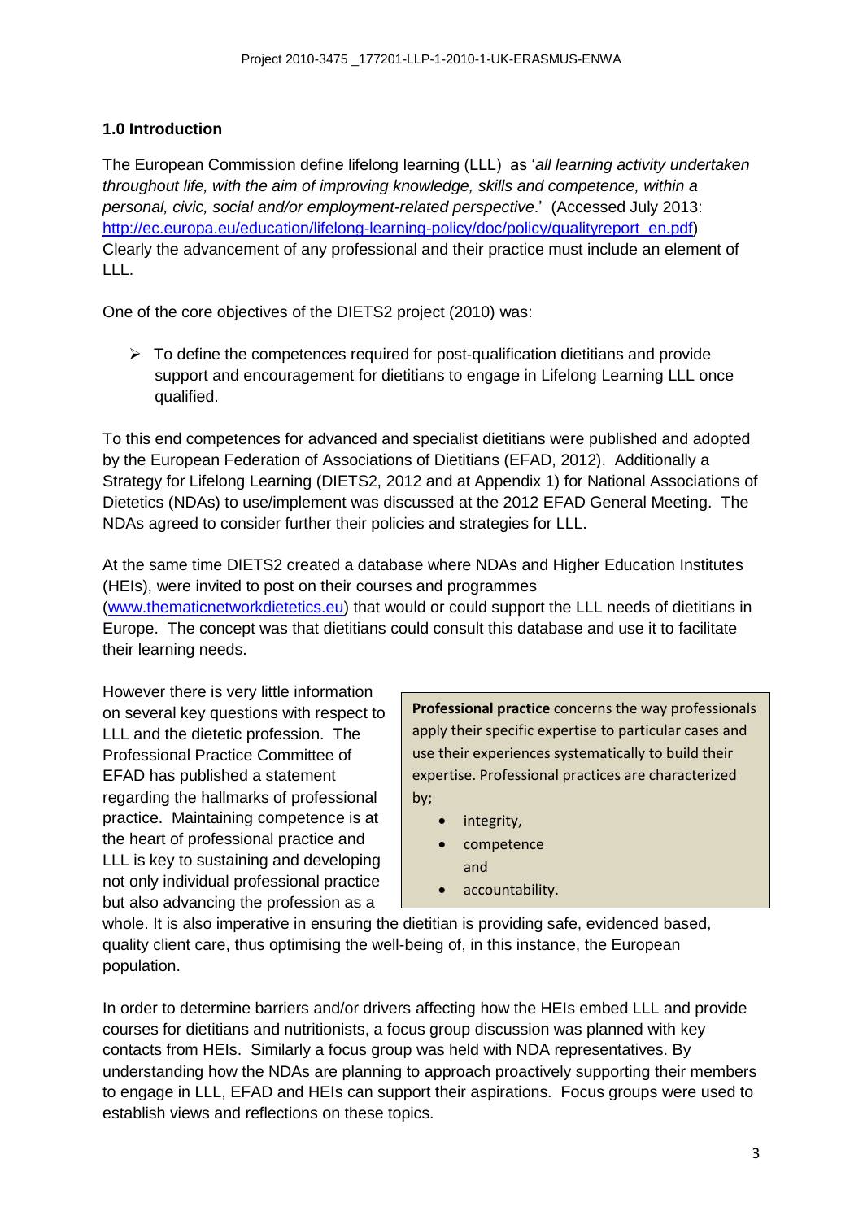## 1.0 Introduction

The European Commission define lifelong learning (LLL) as '*all learning activity undertaken throughout life, with the aim of improving knowledge, skills and competence, within a personal, civic, social and/or employment-related perspective*.' (Accessed July 2013: http://ec.europa.eu/education/lifelong-learning-policy/doc/policy/qualityreport_en.pdf) Clearly the advancement of any professional and their practice must include an element of LLL.

One of the core objectives of the DIETS2 project (2010) was:

- To define the competences required for post-qualification dietitians and provide support and encouragement for dietitians to engage in Lifelong Learning LLL once qualified.

To this end competences for advanced and specialist dietitians were published and adopted by the European Federation of Associations of Dietitians (EFAD, 2012). Additionally a Strategy for Lifelong Learning (DIETS2, 2012 and at Appendix 1) for National Associations of Dietetics (NDAs) to use/implement was discussed at the 2012 EFAD General Meeting. The NDAs agreed to consider further their policies and strategies for LLL.

At the same time DIETS2 created a database where NDAs and Higher Education Institutes (HEIs), were invited to post on their courses and programmes (www.thematicnetworkdietetics.eu) that would or could support the LLL needs of dietitians in Europe. The concept was that dietitians could consult this database and use it to facilitate their learning needs.

However there is very little information on several key questions with respect to LLL and the dietetic profession. The Professional Practice Committee of EFAD has published a statement regarding the hallmarks of professional practice. Maintaining competence is at the heart of professional practice and LLL is key to sustaining and developing not only individual professional practice but also advancing the profession as a whole. It is also imperative in ensuring the dietitian is providing safe, evidenced based, quality client care, thus optimising the well-being of, in this instance, the European population.

> **Professional practice** concerns the way professionals apply their specific expertise to particular cases and use their experiences systematically to build their expertise. Professional practices are characterized by;
>
> - integrity,
> - competence and
> - accountability.

In order to determine barriers and/or drivers affecting how the HEIs embed LLL and provide courses for dietitians and nutritionists, a focus group discussion was planned with key contacts from HEIs. Similarly a focus group was held with NDA representatives. By understanding how the NDAs are planning to approach proactively supporting their members to engage in LLL, EFAD and HEIs can support their aspirations. Focus groups were used to establish views and reflections on these topics.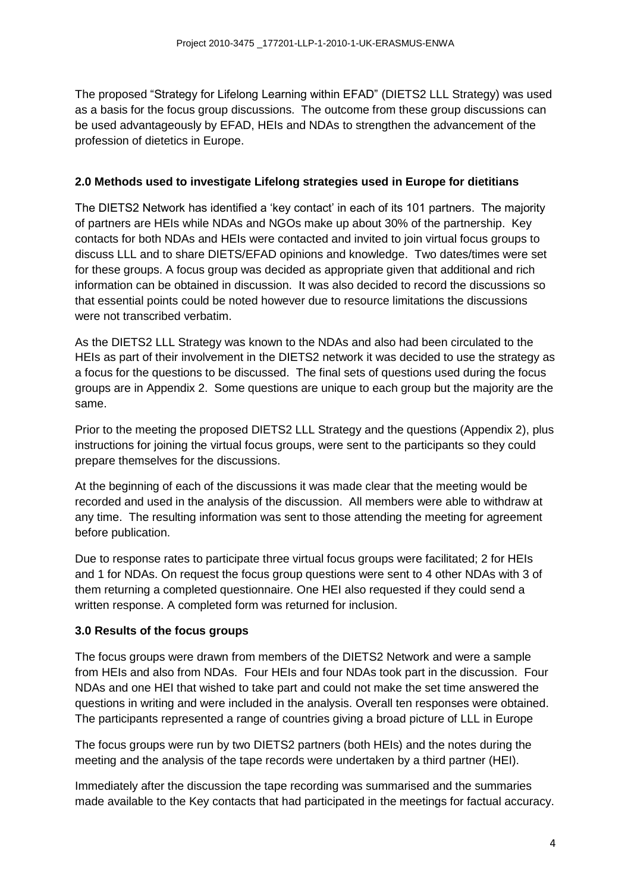The proposed "Strategy for Lifelong Learning within EFAD" (DIETS2 LLL Strategy) was used as a basis for the focus group discussions. The outcome from these group discussions can be used advantageously by EFAD, HEIs and NDAs to strengthen the advancement of the profession of dietetics in Europe.

## 2.0 Methods used to investigate Lifelong strategies used in Europe for dietitians

The DIETS2 Network has identified a 'key contact' in each of its 101 partners. The majority of partners are HEIs while NDAs and NGOs make up about 30% of the partnership. Key contacts for both NDAs and HEIs were contacted and invited to join virtual focus groups to discuss LLL and to share DIETS/EFAD opinions and knowledge. Two dates/times were set for these groups. A focus group was decided as appropriate given that additional and rich information can be obtained in discussion. It was also decided to record the discussions so that essential points could be noted however due to resource limitations the discussions were not transcribed verbatim.

As the DIETS2 LLL Strategy was known to the NDAs and also had been circulated to the HEIs as part of their involvement in the DIETS2 network it was decided to use the strategy as a focus for the questions to be discussed. The final sets of questions used during the focus groups are in Appendix 2. Some questions are unique to each group but the majority are the same.

Prior to the meeting the proposed DIETS2 LLL Strategy and the questions (Appendix 2), plus instructions for joining the virtual focus groups, were sent to the participants so they could prepare themselves for the discussions.

At the beginning of each of the discussions it was made clear that the meeting would be recorded and used in the analysis of the discussion. All members were able to withdraw at any time. The resulting information was sent to those attending the meeting for agreement before publication.

Due to response rates to participate three virtual focus groups were facilitated; 2 for HEIs and 1 for NDAs. On request the focus group questions were sent to 4 other NDAs with 3 of them returning a completed questionnaire. One HEI also requested if they could send a written response. A completed form was returned for inclusion.

## 3.0 Results of the focus groups

The focus groups were drawn from members of the DIETS2 Network and were a sample from HEIs and also from NDAs. Four HEIs and four NDAs took part in the discussion. Four NDAs and one HEI that wished to take part and could not make the set time answered the questions in writing and were included in the analysis. Overall ten responses were obtained. The participants represented a range of countries giving a broad picture of LLL in Europe

The focus groups were run by two DIETS2 partners (both HEIs) and the notes during the meeting and the analysis of the tape records were undertaken by a third partner (HEI).

Immediately after the discussion the tape recording was summarised and the summaries made available to the Key contacts that had participated in the meetings for factual accuracy.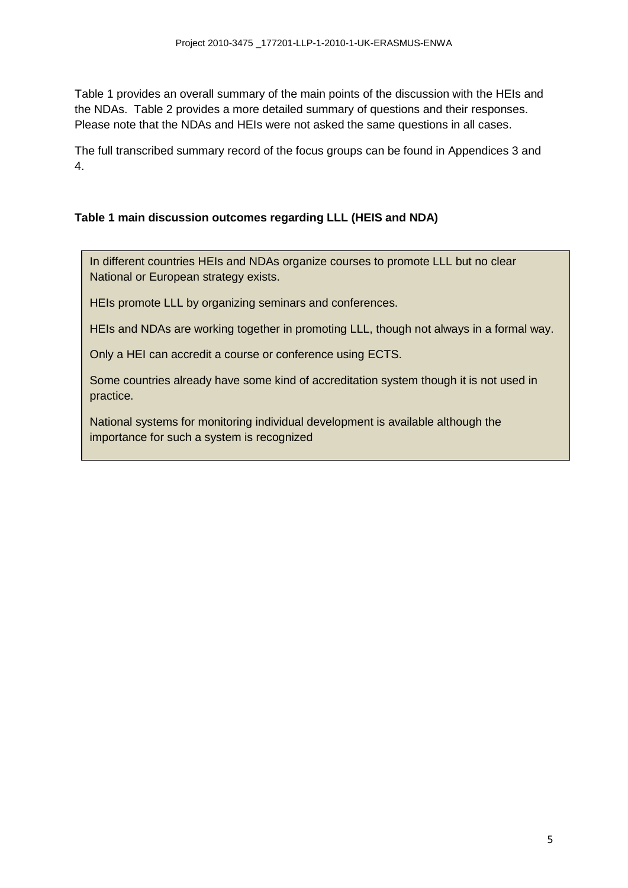Table 1 provides an overall summary of the main points of the discussion with the HEIs and the NDAs. Table 2 provides a more detailed summary of questions and their responses. Please note that the NDAs and HEIs were not asked the same questions in all cases.

The full transcribed summary record of the focus groups can be found in Appendices 3 and 4.

**Table 1 main discussion outcomes regarding LLL (HEIS and NDA)**

| |
|---|
| In different countries HEIs and NDAs organize courses to promote LLL but no clear National or European strategy exists.<br><br>HEIs promote LLL by organizing seminars and conferences.<br><br>HEIs and NDAs are working together in promoting LLL, though not always in a formal way.<br><br>Only a HEI can accredit a course or conference using ECTS.<br><br>Some countries already have some kind of accreditation system though it is not used in practice.<br><br>National systems for monitoring individual development is available although the importance for such a system is recognized |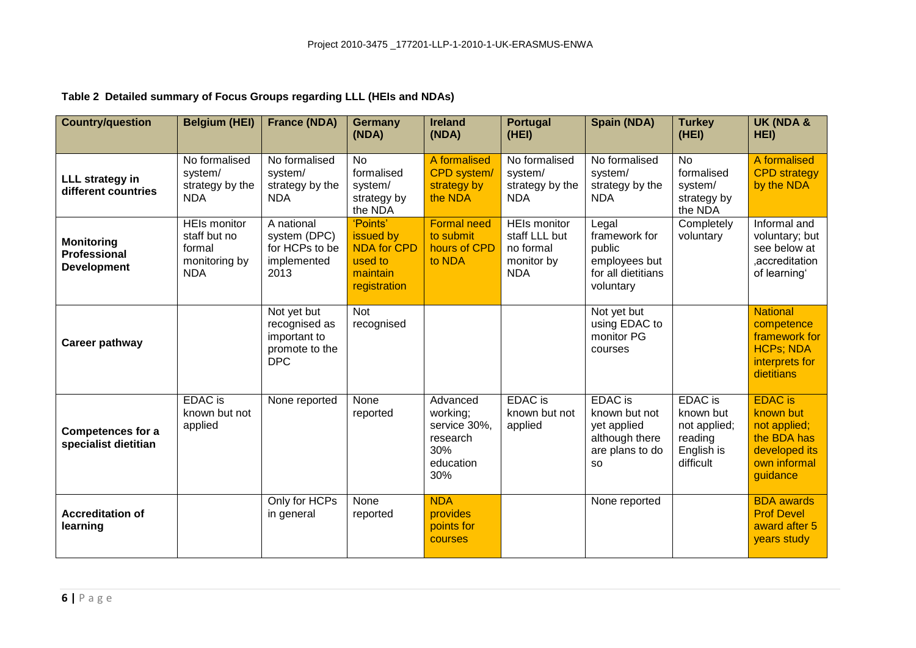**Table 2 Detailed summary of Focus Groups regarding LLL (HEIs and NDAs)**

| Country/question | Belgium (HEI) | France (NDA) | Germany (NDA) | Ireland (NDA) | Portugal (HEI) | Spain (NDA) | Turkey (HEI) | UK (NDA & HEI) |
|---|---|---|---|---|---|---|---|---|
| **LLL strategy in different countries** | No formalised system/ strategy by the NDA | No formalised system/ strategy by the NDA | No formalised system/ strategy by the NDA | A formalised CPD system/ strategy by the NDA | No formalised system/ strategy by the NDA | No formalised system/ strategy by the NDA | No formalised system/ strategy by the NDA | A formalised CPD strategy by the NDA |
| **Monitoring Professional Development** | HEIs monitor staff but no formal monitoring by NDA | A national system (DPC) for HCPs to be implemented 2013 | 'Points' issued by NDA for CPD used to maintain registration | Formal need to submit hours of CPD to NDA | HEIs monitor staff LLL but no formal monitor by NDA | Legal framework for public employees but for all dietitians voluntary | Completely voluntary | Informal and voluntary; but see below at ‚accreditation of learning' |
| **Career pathway** | | Not yet but recognised as important to promote to the DPC | Not recognised | | | Not yet but using EDAC to monitor PG courses | | National competence framework for HCPs; NDA interprets for dietitians |
| **Competences for a specialist dietitian** | EDAC is known but not applied | None reported | None reported | Advanced working; service 30%, research 30% education 30% | EDAC is known but not applied | EDAC is known but not yet applied although there are plans to do so | EDAC is known but not applied; reading English is difficult | EDAC is known but not applied; the BDA has developed its own informal guidance |
| **Accreditation of learning** | | Only for HCPs in general | None reported | NDA provides points for courses | | None reported | | BDA awards Prof Devel award after 5 years study |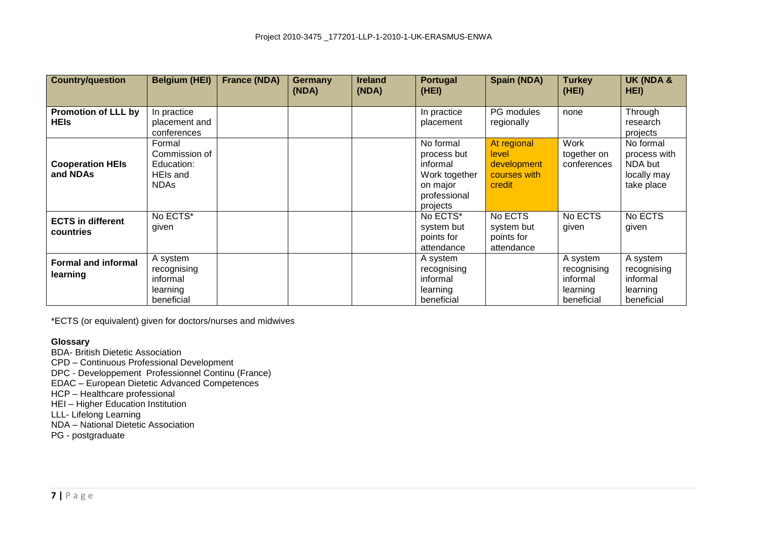| Country/question | Belgium (HEI) | France (NDA) | Germany (NDA) | Ireland (NDA) | Portugal (HEI) | Spain (NDA) | Turkey (HEI) | UK (NDA & HEI) |
|---|---|---|---|---|---|---|---|---|
| **Promotion of LLL by HEIs** | In practice placement and conferences | | | | In practice placement | PG modules regionally | none | Through research projects |
| **Cooperation HEIs and NDAs** | Formal Commission of Education: HEIs and NDAs | | | | No formal process but informal Work together on major professional projects | At regional level development courses with credit | Work together on conferences | No formal process with NDA but locally may take place |
| **ECTS in different countries** | No ECTS* given | | | | No ECTS* system but points for attendance | No ECTS system but points for attendance | No ECTS given | No ECTS given |
| **Formal and informal learning** | A system recognising informal learning beneficial | | | | A system recognising informal learning beneficial | | A system recognising informal learning beneficial | A system recognising informal learning beneficial |

*ECTS (or equivalent) given for doctors/nurses and midwives

**Glossary**

BDA- British Dietetic Association
CPD – Continuous Professional Development
DPC - Developpement Professionnel Continu (France)
EDAC – European Dietetic Advanced Competences
HCP – Healthcare professional
HEI – Higher Education Institution
LLL- Lifelong Learning
NDA – National Dietetic Association
PG - postgraduate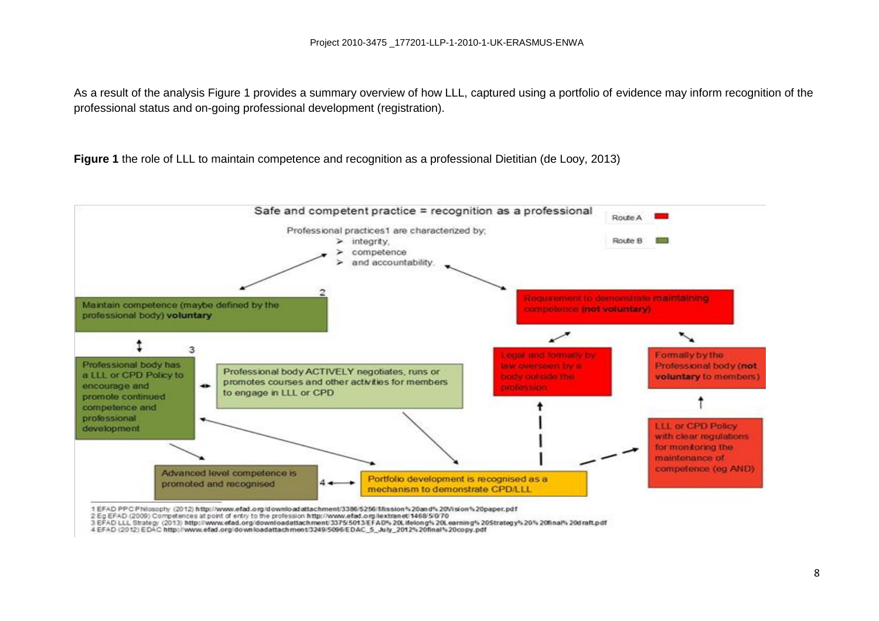As a result of the analysis Figure 1 provides a summary overview of how LLL, captured using a portfolio of evidence may inform recognition of the professional status and on-going professional development (registration).

**Figure 1** the role of LLL to maintain competence and recognition as a professional Dietitian (de Looy, 2013)

Safe and competent practice = recognition as a professional

Route A

Route B

Professional practices1 are characterized by:

- integrity,
- competence
- and accountability.

2

Maintain competence (maybe defined by the professional body) **voluntary**

3

Professional body has a LLL or CPD Policy to encourage and promote continued competence and professional development

Professional body ACTIVELY negotiates, runs or promotes courses and other activities for members to engage in LLL or CPD

Advanced level competence is promoted and recognised

4

Portfolio development is recognised as a mechanism to demonstrate CPD/LLL

Requirement to demonstrate maintaining competence **(not voluntary)**

Legal and formally by law overseen by a body outside the profession

Formally by the Professional body **(not voluntary** to members)

LLL or CPD Policy with clear regulations for monitoring the maintenance of competence (eg AND)

1 EFAD PPC Philosophy (2012) http://www.efad.org/downloadattachment/3386/5256/Mission%20and%20Vision%20paper.pdf
2 Eg EFAD (2009) Competences at point of entry to the profession http://www.efad.org/lextranet/1468/5/0/70
3 EFAD LLL Strategy (2013) http://www.efad.org/downloadattachment/3375/5013/EFAD%20Lifelong%20Learning%20Strategy%20%20final%20draft.pdf
4 EFAD (2012) EDAC http://www.efad.org/downloadattachment/3249/5096/EDAC_5_July_2012%20final%20copy.pdf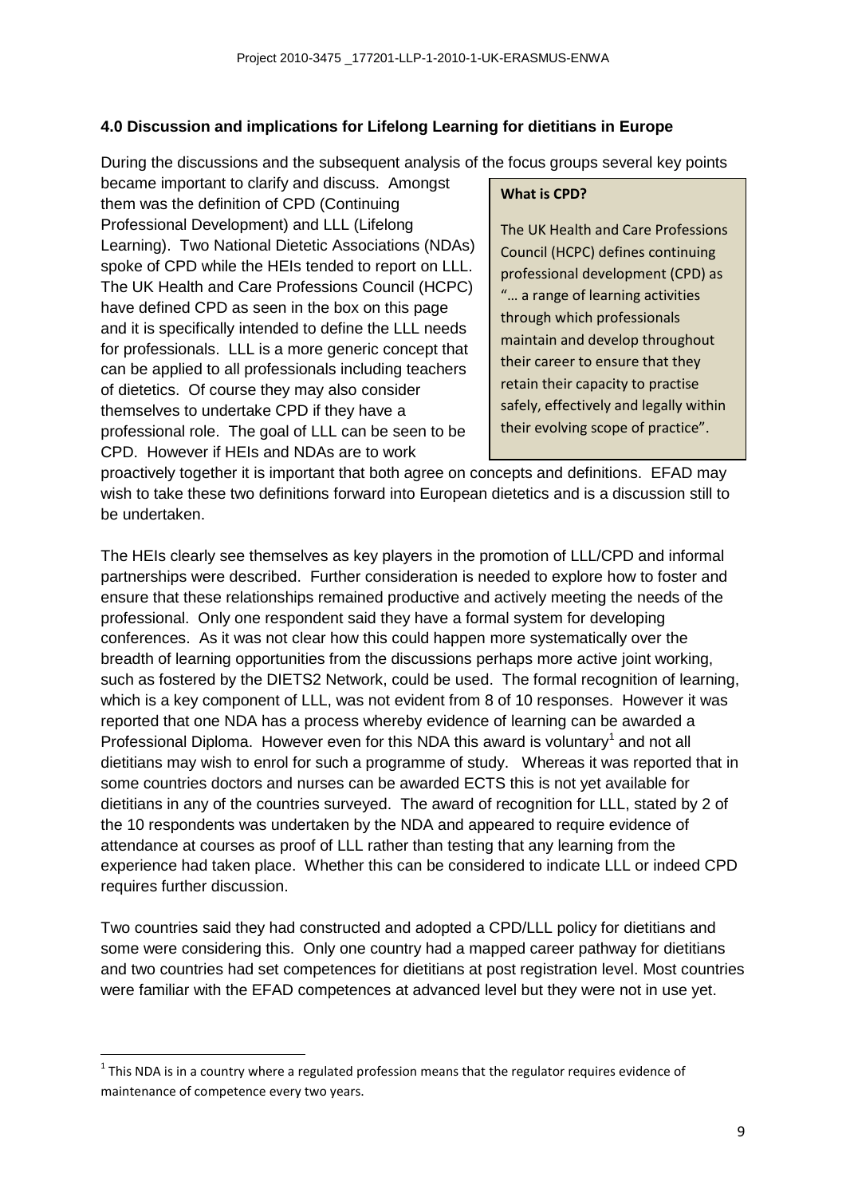## 4.0 Discussion and implications for Lifelong Learning for dietitians in Europe

During the discussions and the subsequent analysis of the focus groups several key points became important to clarify and discuss. Amongst them was the definition of CPD (Continuing Professional Development) and LLL (Lifelong Learning). Two National Dietetic Associations (NDAs) spoke of CPD while the HEIs tended to report on LLL. The UK Health and Care Professions Council (HCPC) have defined CPD as seen in the box on this page and it is specifically intended to define the LLL needs for professionals. LLL is a more generic concept that can be applied to all professionals including teachers of dietetics. Of course they may also consider themselves to undertake CPD if they have a professional role. The goal of LLL can be seen to be CPD. However if HEIs and NDAs are to work proactively together it is important that both agree on concepts and definitions. EFAD may wish to take these two definitions forward into European dietetics and is a discussion still to be undertaken.

> **What is CPD?**
>
> The UK Health and Care Professions Council (HCPC) defines continuing professional development (CPD) as "… a range of learning activities through which professionals maintain and develop throughout their career to ensure that they retain their capacity to practise safely, effectively and legally within their evolving scope of practice".

The HEIs clearly see themselves as key players in the promotion of LLL/CPD and informal partnerships were described. Further consideration is needed to explore how to foster and ensure that these relationships remained productive and actively meeting the needs of the professional. Only one respondent said they have a formal system for developing conferences. As it was not clear how this could happen more systematically over the breadth of learning opportunities from the discussions perhaps more active joint working, such as fostered by the DIETS2 Network, could be used. The formal recognition of learning, which is a key component of LLL, was not evident from 8 of 10 responses. However it was reported that one NDA has a process whereby evidence of learning can be awarded a Professional Diploma. However even for this NDA this award is voluntary[1] and not all dietitians may wish to enrol for such a programme of study. Whereas it was reported that in some countries doctors and nurses can be awarded ECTS this is not yet available for dietitians in any of the countries surveyed. The award of recognition for LLL, stated by 2 of the 10 respondents was undertaken by the NDA and appeared to require evidence of attendance at courses as proof of LLL rather than testing that any learning from the experience had taken place. Whether this can be considered to indicate LLL or indeed CPD requires further discussion.

Two countries said they had constructed and adopted a CPD/LLL policy for dietitians and some were considering this. Only one country had a mapped career pathway for dietitians and two countries had set competences for dietitians at post registration level. Most countries were familiar with the EFAD competences at advanced level but they were not in use yet.

[1] This NDA is in a country where a regulated profession means that the regulator requires evidence of maintenance of competence every two years.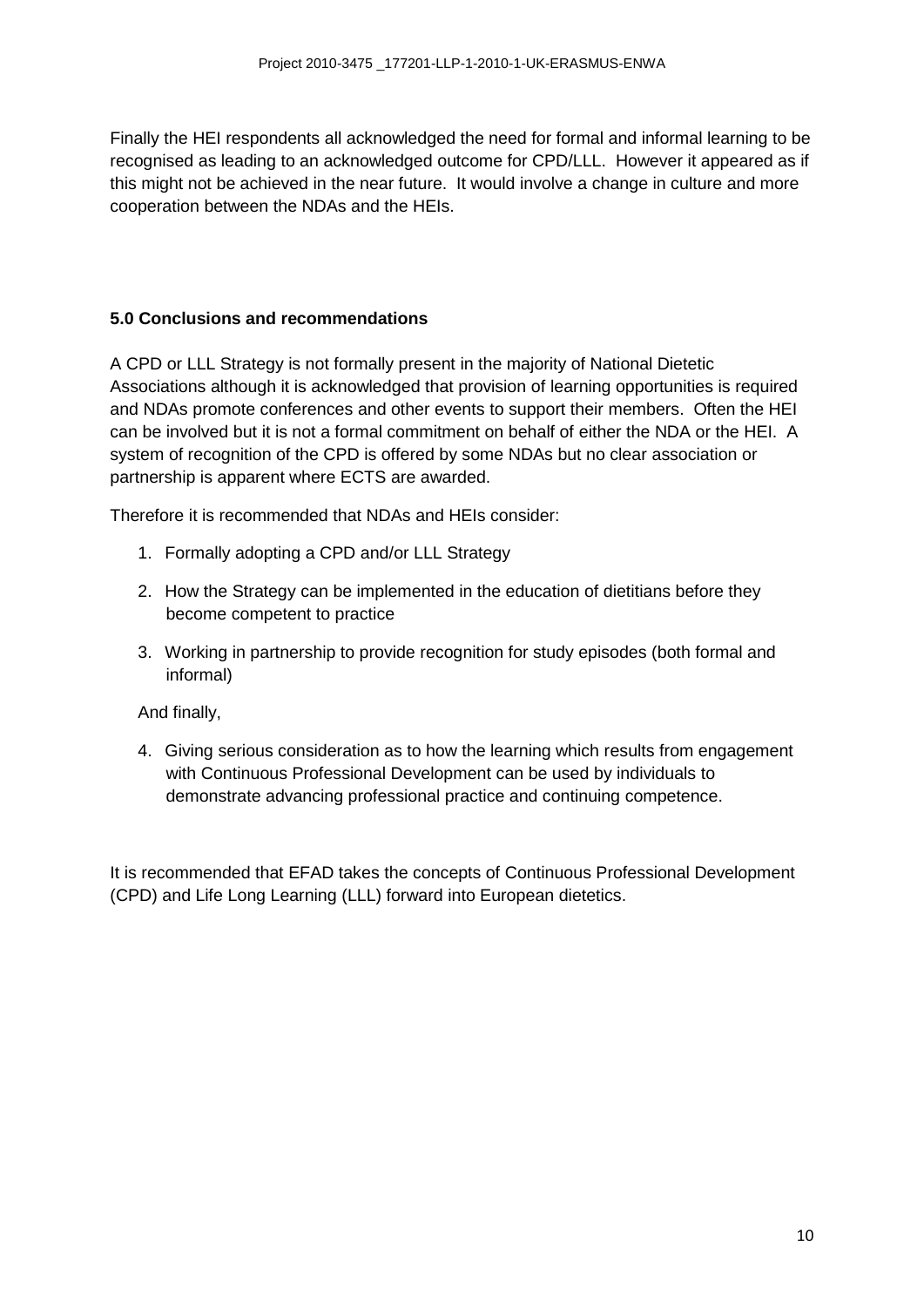Finally the HEI respondents all acknowledged the need for formal and informal learning to be recognised as leading to an acknowledged outcome for CPD/LLL. However it appeared as if this might not be achieved in the near future. It would involve a change in culture and more cooperation between the NDAs and the HEIs.

## 5.0 Conclusions and recommendations

A CPD or LLL Strategy is not formally present in the majority of National Dietetic Associations although it is acknowledged that provision of learning opportunities is required and NDAs promote conferences and other events to support their members. Often the HEI can be involved but it is not a formal commitment on behalf of either the NDA or the HEI. A system of recognition of the CPD is offered by some NDAs but no clear association or partnership is apparent where ECTS are awarded.

Therefore it is recommended that NDAs and HEIs consider:

1. Formally adopting a CPD and/or LLL Strategy
2. How the Strategy can be implemented in the education of dietitians before they become competent to practice
3. Working in partnership to provide recognition for study episodes (both formal and informal)

And finally,

4. Giving serious consideration as to how the learning which results from engagement with Continuous Professional Development can be used by individuals to demonstrate advancing professional practice and continuing competence.

It is recommended that EFAD takes the concepts of Continuous Professional Development (CPD) and Life Long Learning (LLL) forward into European dietetics.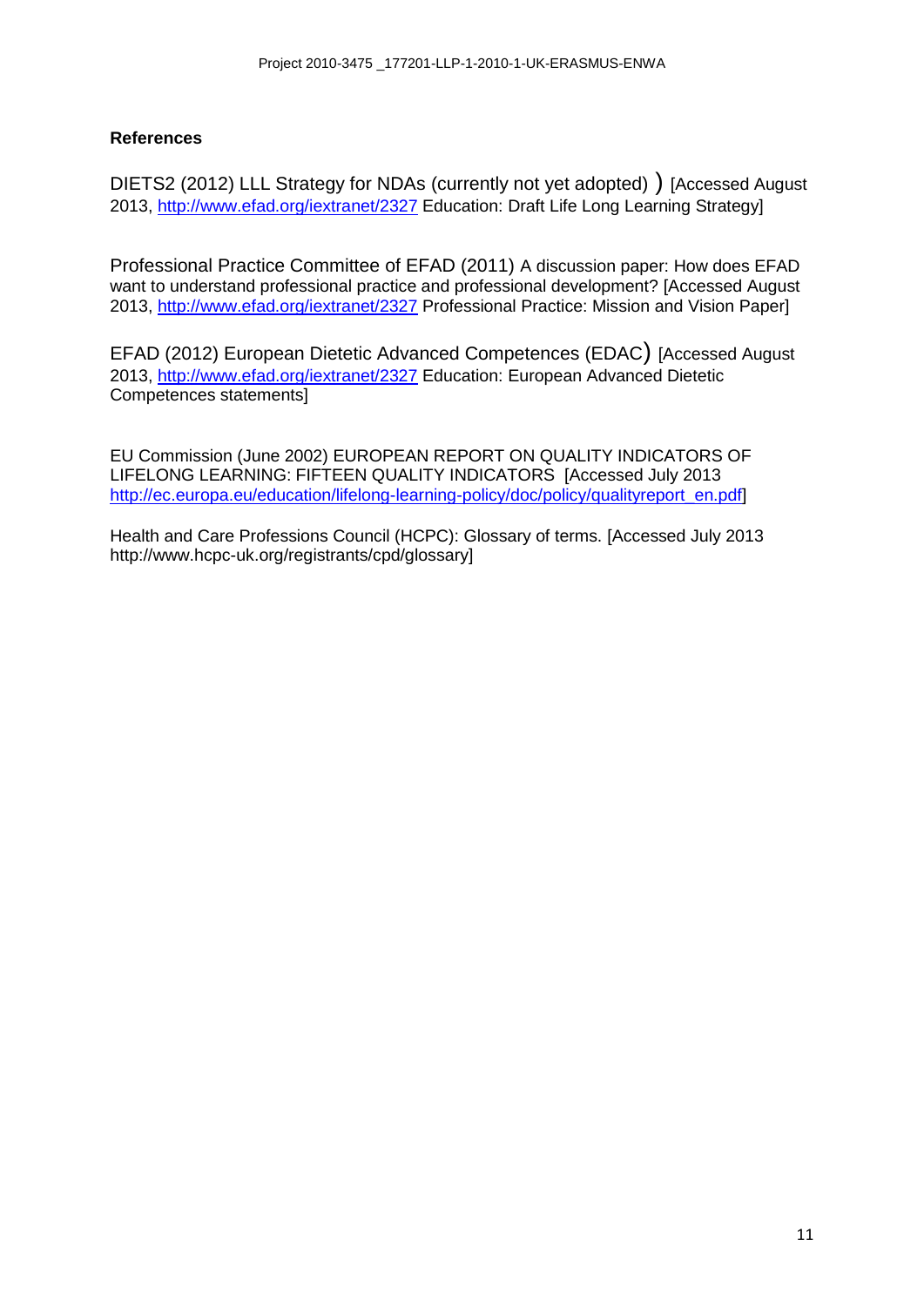**References**

DIETS2 (2012) LLL Strategy for NDAs (currently not yet adopted) ) [Accessed August 2013, http://www.efad.org/iextranet/2327 Education: Draft Life Long Learning Strategy]

Professional Practice Committee of EFAD (2011) A discussion paper: How does EFAD want to understand professional practice and professional development? [Accessed August 2013, http://www.efad.org/iextranet/2327 Professional Practice: Mission and Vision Paper]

EFAD (2012) European Dietetic Advanced Competences (EDAC) [Accessed August 2013, http://www.efad.org/iextranet/2327 Education: European Advanced Dietetic Competences statements]

EU Commission (June 2002) EUROPEAN REPORT ON QUALITY INDICATORS OF LIFELONG LEARNING: FIFTEEN QUALITY INDICATORS [Accessed July 2013 http://ec.europa.eu/education/lifelong-learning-policy/doc/policy/qualityreport_en.pdf]

Health and Care Professions Council (HCPC): Glossary of terms. [Accessed July 2013 http://www.hcpc-uk.org/registrants/cpd/glossary]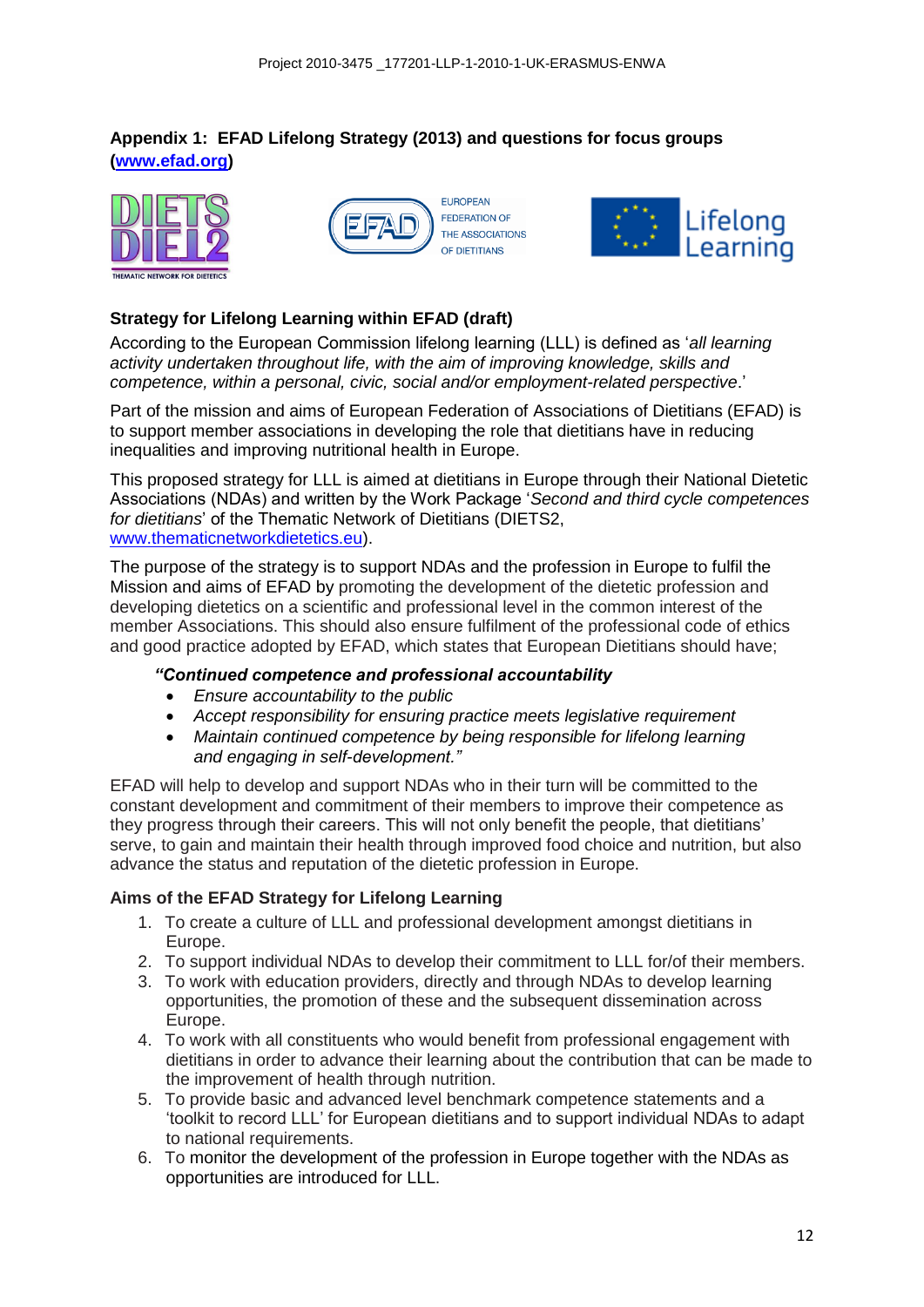## Appendix 1: EFAD Lifelong Strategy (2013) and questions for focus groups (www.efad.org)

### Strategy for Lifelong Learning within EFAD (draft)

According to the European Commission lifelong learning (LLL) is defined as '*all learning activity undertaken throughout life, with the aim of improving knowledge, skills and competence, within a personal, civic, social and/or employment-related perspective*.'

Part of the mission and aims of European Federation of Associations of Dietitians (EFAD) is to support member associations in developing the role that dietitians have in reducing inequalities and improving nutritional health in Europe.

This proposed strategy for LLL is aimed at dietitians in Europe through their National Dietetic Associations (NDAs) and written by the Work Package '*Second and third cycle competences for dietitians*' of the Thematic Network of Dietitians (DIETS2, www.thematicnetworkdietetics.eu).

The purpose of the strategy is to support NDAs and the profession in Europe to fulfil the Mission and aims of EFAD by promoting the development of the dietetic profession and developing dietetics on a scientific and professional level in the common interest of the member Associations. This should also ensure fulfilment of the professional code of ethics and good practice adopted by EFAD, which states that European Dietitians should have;

***"Continued competence and professional accountability***

- *Ensure accountability to the public*
- *Accept responsibility for ensuring practice meets legislative requirement*
- *Maintain continued competence by being responsible for lifelong learning and engaging in self-development."*

EFAD will help to develop and support NDAs who in their turn will be committed to the constant development and commitment of their members to improve their competence as they progress through their careers. This will not only benefit the people, that dietitians' serve, to gain and maintain their health through improved food choice and nutrition, but also advance the status and reputation of the dietetic profession in Europe.

#### Aims of the EFAD Strategy for Lifelong Learning

1. To create a culture of LLL and professional development amongst dietitians in Europe.
2. To support individual NDAs to develop their commitment to LLL for/of their members.
3. To work with education providers, directly and through NDAs to develop learning opportunities, the promotion of these and the subsequent dissemination across Europe.
4. To work with all constituents who would benefit from professional engagement with dietitians in order to advance their learning about the contribution that can be made to the improvement of health through nutrition.
5. To provide basic and advanced level benchmark competence statements and a 'toolkit to record LLL' for European dietitians and to support individual NDAs to adapt to national requirements.
6. To monitor the development of the profession in Europe together with the NDAs as opportunities are introduced for LLL.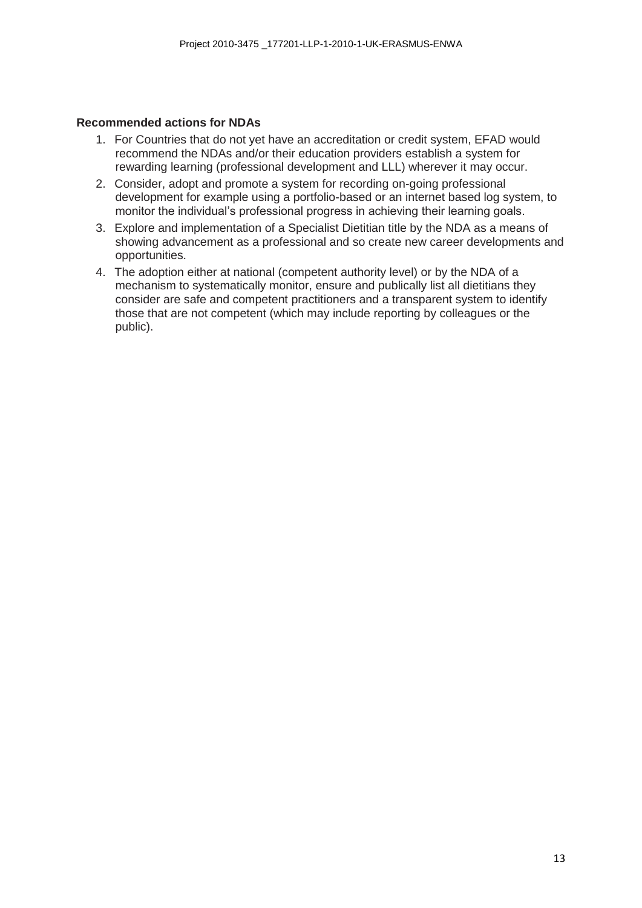**Recommended actions for NDAs**

1. For Countries that do not yet have an accreditation or credit system, EFAD would recommend the NDAs and/or their education providers establish a system for rewarding learning (professional development and LLL) wherever it may occur.
2. Consider, adopt and promote a system for recording on-going professional development for example using a portfolio-based or an internet based log system, to monitor the individual's professional progress in achieving their learning goals.
3. Explore and implementation of a Specialist Dietitian title by the NDA as a means of showing advancement as a professional and so create new career developments and opportunities.
4. The adoption either at national (competent authority level) or by the NDA of a mechanism to systematically monitor, ensure and publically list all dietitians they consider are safe and competent practitioners and a transparent system to identify those that are not competent (which may include reporting by colleagues or the public).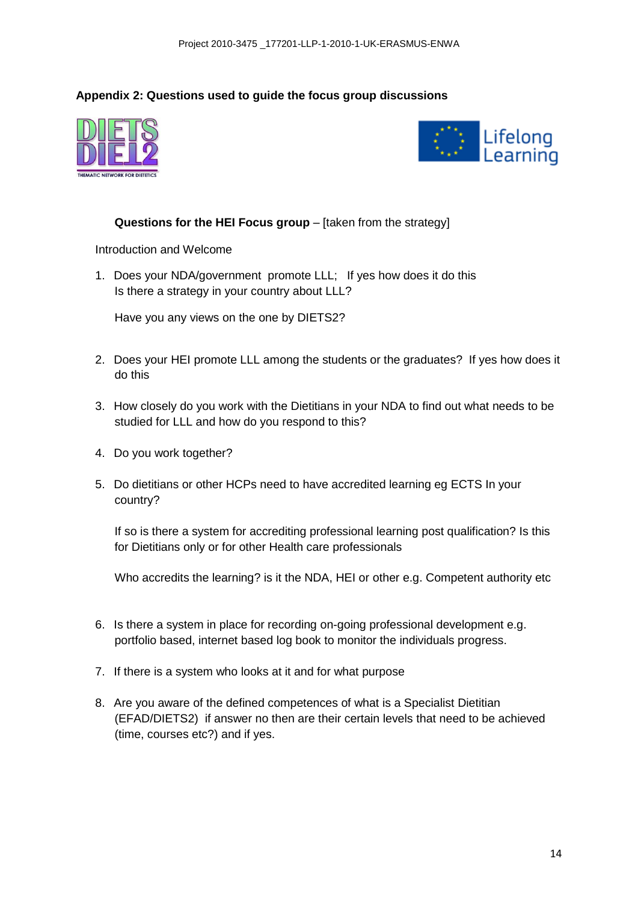## Appendix 2: Questions used to guide the focus group discussions

**Questions for the HEI Focus group** – [taken from the strategy]

Introduction and Welcome

1. Does your NDA/government promote LLL; If yes how does it do this
   Is there a strategy in your country about LLL?

   Have you any views on the one by DIETS2?

2. Does your HEI promote LLL among the students or the graduates? If yes how does it do this

3. How closely do you work with the Dietitians in your NDA to find out what needs to be studied for LLL and how do you respond to this?

4. Do you work together?

5. Do dietitians or other HCPs need to have accredited learning eg ECTS In your country?

   If so is there a system for accrediting professional learning post qualification? Is this for Dietitians only or for other Health care professionals

   Who accredits the learning? is it the NDA, HEI or other e.g. Competent authority etc

6. Is there a system in place for recording on-going professional development e.g. portfolio based, internet based log book to monitor the individuals progress.

7. If there is a system who looks at it and for what purpose

8. Are you aware of the defined competences of what is a Specialist Dietitian (EFAD/DIETS2) if answer no then are their certain levels that need to be achieved (time, courses etc?) and if yes.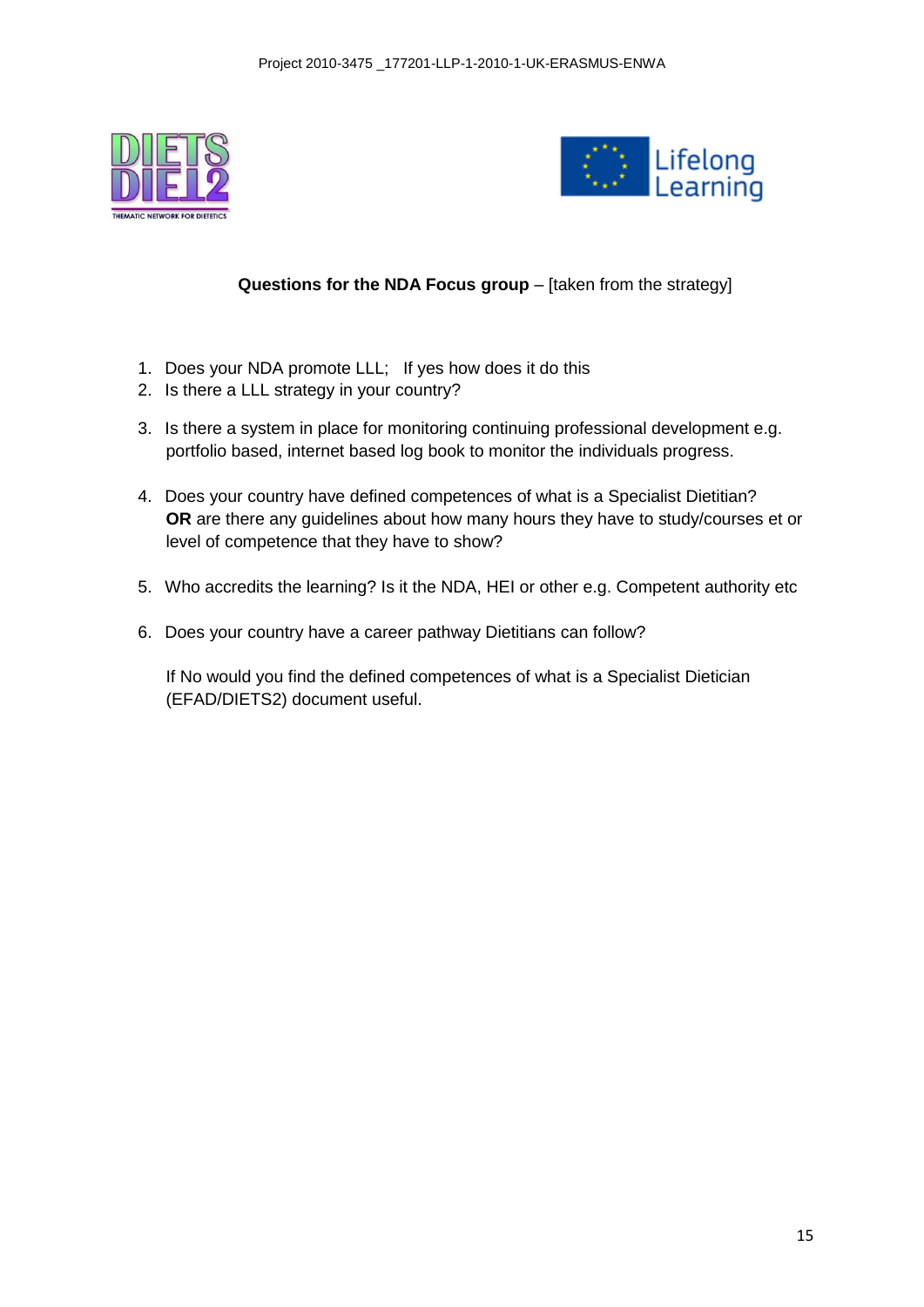**Questions for the NDA Focus group** – [taken from the strategy]

1. Does your NDA promote LLL; If yes how does it do this
2. Is there a LLL strategy in your country?
3. Is there a system in place for monitoring continuing professional development e.g. portfolio based, internet based log book to monitor the individuals progress.
4. Does your country have defined competences of what is a Specialist Dietitian? **OR** are there any guidelines about how many hours they have to study/courses et or level of competence that they have to show?
5. Who accredits the learning? Is it the NDA, HEI or other e.g. Competent authority etc
6. Does your country have a career pathway Dietitians can follow?

   If No would you find the defined competences of what is a Specialist Dietician (EFAD/DIETS2) document useful.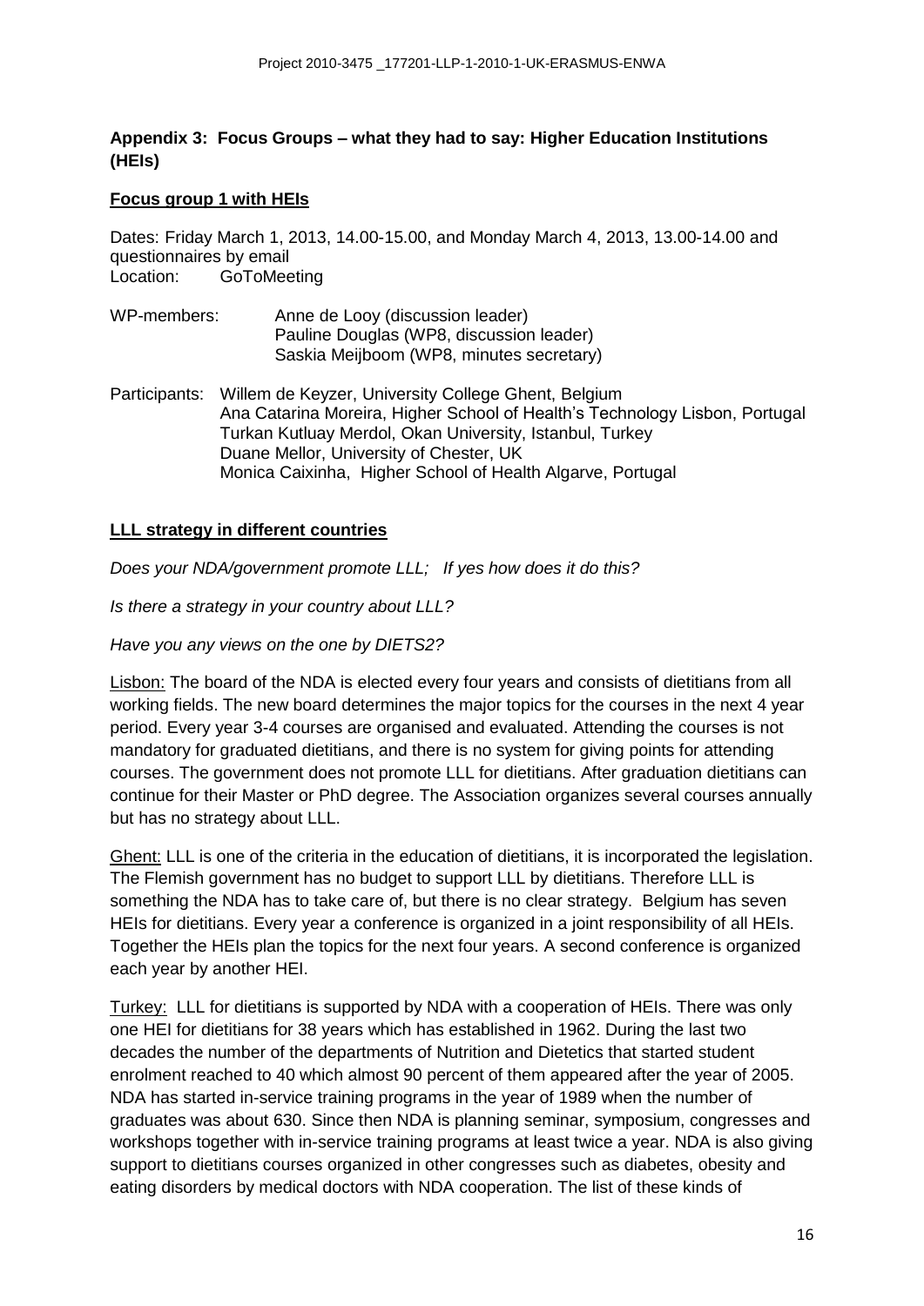## Appendix 3: Focus Groups – what they had to say: Higher Education Institutions (HEIs)

### Focus group 1 with HEIs

Dates: Friday March 1, 2013, 14.00-15.00, and Monday March 4, 2013, 13.00-14.00 and questionnaires by email
Location: GoToMeeting

WP-members: Anne de Looy (discussion leader)
Pauline Douglas (WP8, discussion leader)
Saskia Meijboom (WP8, minutes secretary)

Participants: Willem de Keyzer, University College Ghent, Belgium
Ana Catarina Moreira, Higher School of Health's Technology Lisbon, Portugal
Turkan Kutluay Merdol, Okan University, Istanbul, Turkey
Duane Mellor, University of Chester, UK
Monica Caixinha, Higher School of Health Algarve, Portugal

### LLL strategy in different countries

*Does your NDA/government promote LLL; If yes how does it do this?*

*Is there a strategy in your country about LLL?*

*Have you any views on the one by DIETS2?*

Lisbon: The board of the NDA is elected every four years and consists of dietitians from all working fields. The new board determines the major topics for the courses in the next 4 year period. Every year 3-4 courses are organised and evaluated. Attending the courses is not mandatory for graduated dietitians, and there is no system for giving points for attending courses. The government does not promote LLL for dietitians. After graduation dietitians can continue for their Master or PhD degree. The Association organizes several courses annually but has no strategy about LLL.

Ghent: LLL is one of the criteria in the education of dietitians, it is incorporated the legislation. The Flemish government has no budget to support LLL by dietitians. Therefore LLL is something the NDA has to take care of, but there is no clear strategy. Belgium has seven HEIs for dietitians. Every year a conference is organized in a joint responsibility of all HEIs. Together the HEIs plan the topics for the next four years. A second conference is organized each year by another HEI.

Turkey: LLL for dietitians is supported by NDA with a cooperation of HEIs. There was only one HEI for dietitians for 38 years which has established in 1962. During the last two decades the number of the departments of Nutrition and Dietetics that started student enrolment reached to 40 which almost 90 percent of them appeared after the year of 2005. NDA has started in-service training programs in the year of 1989 when the number of graduates was about 630. Since then NDA is planning seminar, symposium, congresses and workshops together with in-service training programs at least twice a year. NDA is also giving support to dietitians courses organized in other congresses such as diabetes, obesity and eating disorders by medical doctors with NDA cooperation. The list of these kinds of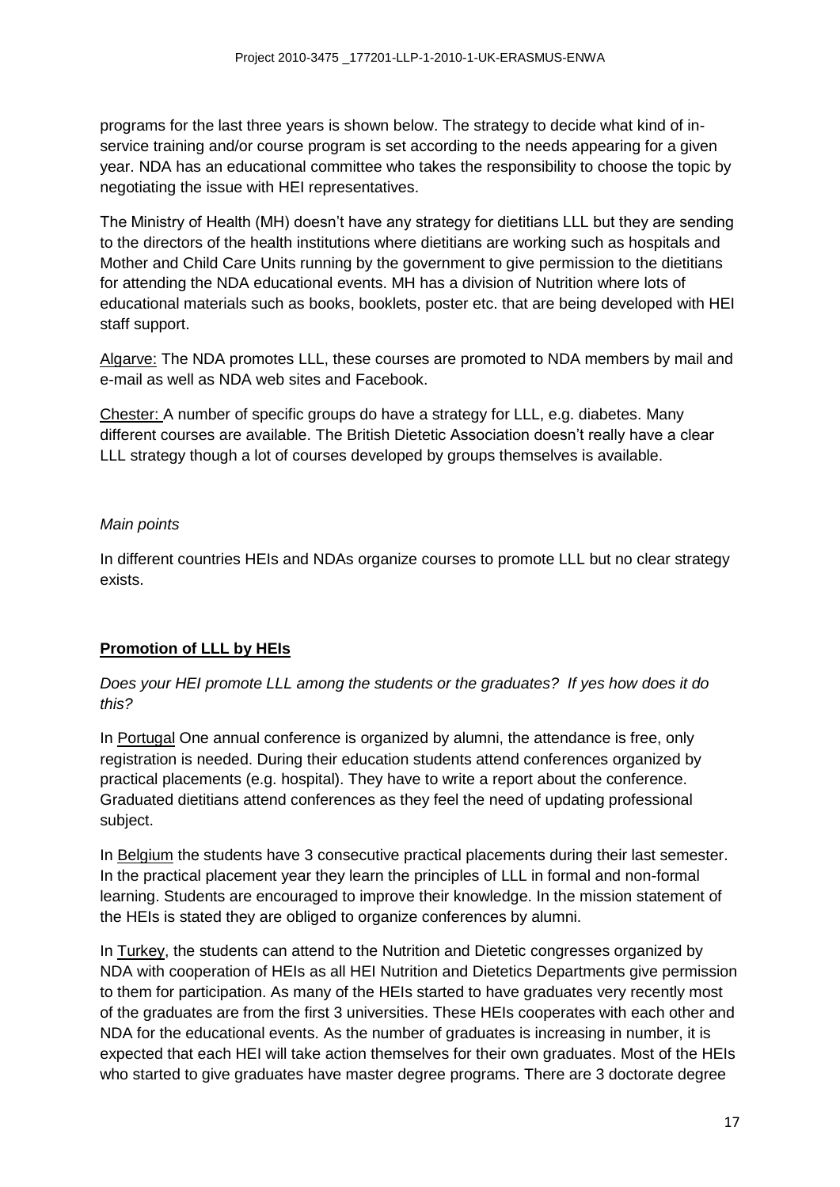programs for the last three years is shown below. The strategy to decide what kind of in-service training and/or course program is set according to the needs appearing for a given year. NDA has an educational committee who takes the responsibility to choose the topic by negotiating the issue with HEI representatives.

The Ministry of Health (MH) doesn't have any strategy for dietitians LLL but they are sending to the directors of the health institutions where dietitians are working such as hospitals and Mother and Child Care Units running by the government to give permission to the dietitians for attending the NDA educational events. MH has a division of Nutrition where lots of educational materials such as books, booklets, poster etc. that are being developed with HEI staff support.

<u>Algarve:</u> The NDA promotes LLL, these courses are promoted to NDA members by mail and e-mail as well as NDA web sites and Facebook.

<u>Chester:</u> A number of specific groups do have a strategy for LLL, e.g. diabetes. Many different courses are available. The British Dietetic Association doesn't really have a clear LLL strategy though a lot of courses developed by groups themselves is available.

*Main points*

In different countries HEIs and NDAs organize courses to promote LLL but no clear strategy exists.

## **<u>Promotion of LLL by HEIs</u>**

*Does your HEI promote LLL among the students or the graduates? If yes how does it do this?*

In <u>Portugal</u> One annual conference is organized by alumni, the attendance is free, only registration is needed. During their education students attend conferences organized by practical placements (e.g. hospital). They have to write a report about the conference. Graduated dietitians attend conferences as they feel the need of updating professional subject.

In <u>Belgium</u> the students have 3 consecutive practical placements during their last semester. In the practical placement year they learn the principles of LLL in formal and non-formal learning. Students are encouraged to improve their knowledge. In the mission statement of the HEIs is stated they are obliged to organize conferences by alumni.

In <u>Turkey</u>, the students can attend to the Nutrition and Dietetic congresses organized by NDA with cooperation of HEIs as all HEI Nutrition and Dietetics Departments give permission to them for participation. As many of the HEIs started to have graduates very recently most of the graduates are from the first 3 universities. These HEIs cooperates with each other and NDA for the educational events. As the number of graduates is increasing in number, it is expected that each HEI will take action themselves for their own graduates. Most of the HEIs who started to give graduates have master degree programs. There are 3 doctorate degree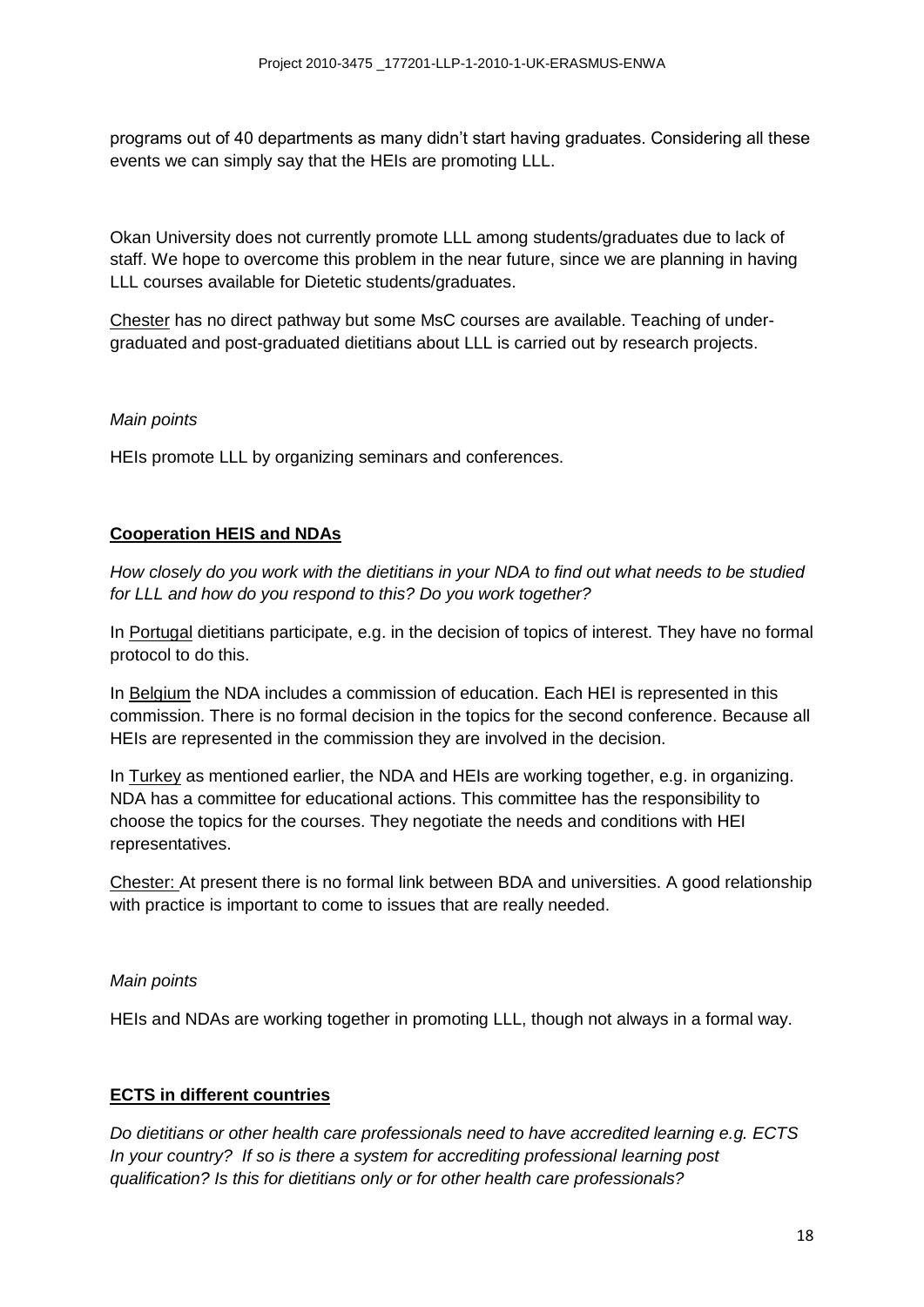programs out of 40 departments as many didn't start having graduates. Considering all these events we can simply say that the HEIs are promoting LLL.

Okan University does not currently promote LLL among students/graduates due to lack of staff. We hope to overcome this problem in the near future, since we are planning in having LLL courses available for Dietetic students/graduates.

Chester has no direct pathway but some MsC courses are available. Teaching of under-graduated and post-graduated dietitians about LLL is carried out by research projects.

*Main points*

HEIs promote LLL by organizing seminars and conferences.

**Cooperation HEIS and NDAs**

*How closely do you work with the dietitians in your NDA to find out what needs to be studied for LLL and how do you respond to this? Do you work together?*

In Portugal dietitians participate, e.g. in the decision of topics of interest. They have no formal protocol to do this.

In Belgium the NDA includes a commission of education. Each HEI is represented in this commission. There is no formal decision in the topics for the second conference. Because all HEIs are represented in the commission they are involved in the decision.

In Turkey as mentioned earlier, the NDA and HEIs are working together, e.g. in organizing. NDA has a committee for educational actions. This committee has the responsibility to choose the topics for the courses. They negotiate the needs and conditions with HEI representatives.

Chester: At present there is no formal link between BDA and universities. A good relationship with practice is important to come to issues that are really needed.

*Main points*

HEIs and NDAs are working together in promoting LLL, though not always in a formal way.

**ECTS in different countries**

*Do dietitians or other health care professionals need to have accredited learning e.g. ECTS In your country? If so is there a system for accrediting professional learning post qualification? Is this for dietitians only or for other health care professionals?*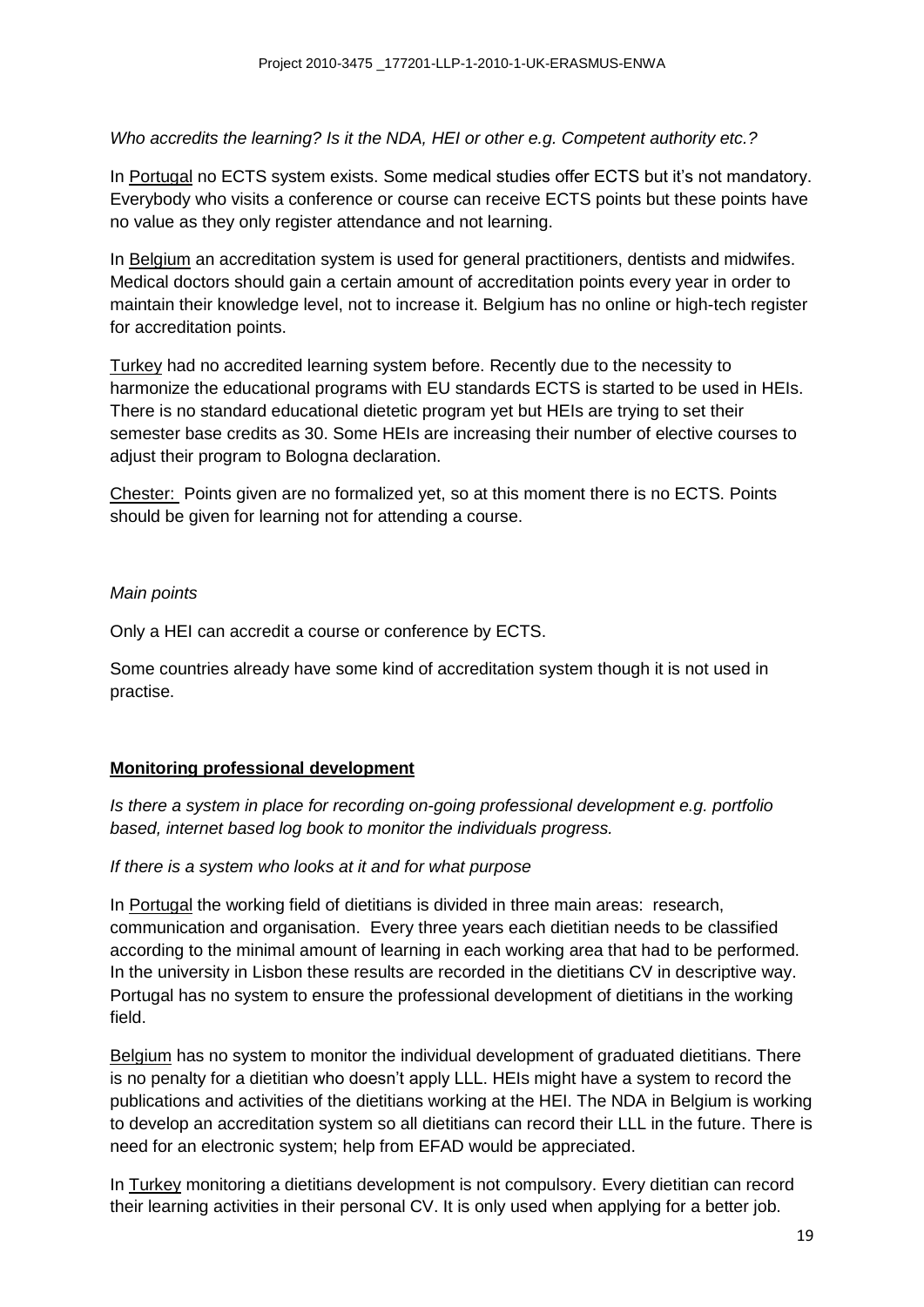*Who accredits the learning? Is it the NDA, HEI or other e.g. Competent authority etc.?*

In Portugal no ECTS system exists. Some medical studies offer ECTS but it's not mandatory. Everybody who visits a conference or course can receive ECTS points but these points have no value as they only register attendance and not learning.

In Belgium an accreditation system is used for general practitioners, dentists and midwifes. Medical doctors should gain a certain amount of accreditation points every year in order to maintain their knowledge level, not to increase it. Belgium has no online or high-tech register for accreditation points.

Turkey had no accredited learning system before. Recently due to the necessity to harmonize the educational programs with EU standards ECTS is started to be used in HEIs. There is no standard educational dietetic program yet but HEIs are trying to set their semester base credits as 30. Some HEIs are increasing their number of elective courses to adjust their program to Bologna declaration.

Chester: Points given are no formalized yet, so at this moment there is no ECTS. Points should be given for learning not for attending a course.

*Main points*

Only a HEI can accredit a course or conference by ECTS.

Some countries already have some kind of accreditation system though it is not used in practise.

## Monitoring professional development

*Is there a system in place for recording on-going professional development e.g. portfolio based, internet based log book to monitor the individuals progress.*

*If there is a system who looks at it and for what purpose*

In Portugal the working field of dietitians is divided in three main areas: research, communication and organisation. Every three years each dietitian needs to be classified according to the minimal amount of learning in each working area that had to be performed. In the university in Lisbon these results are recorded in the dietitians CV in descriptive way. Portugal has no system to ensure the professional development of dietitians in the working field.

Belgium has no system to monitor the individual development of graduated dietitians. There is no penalty for a dietitian who doesn't apply LLL. HEIs might have a system to record the publications and activities of the dietitians working at the HEI. The NDA in Belgium is working to develop an accreditation system so all dietitians can record their LLL in the future. There is need for an electronic system; help from EFAD would be appreciated.

In Turkey monitoring a dietitians development is not compulsory. Every dietitian can record their learning activities in their personal CV. It is only used when applying for a better job.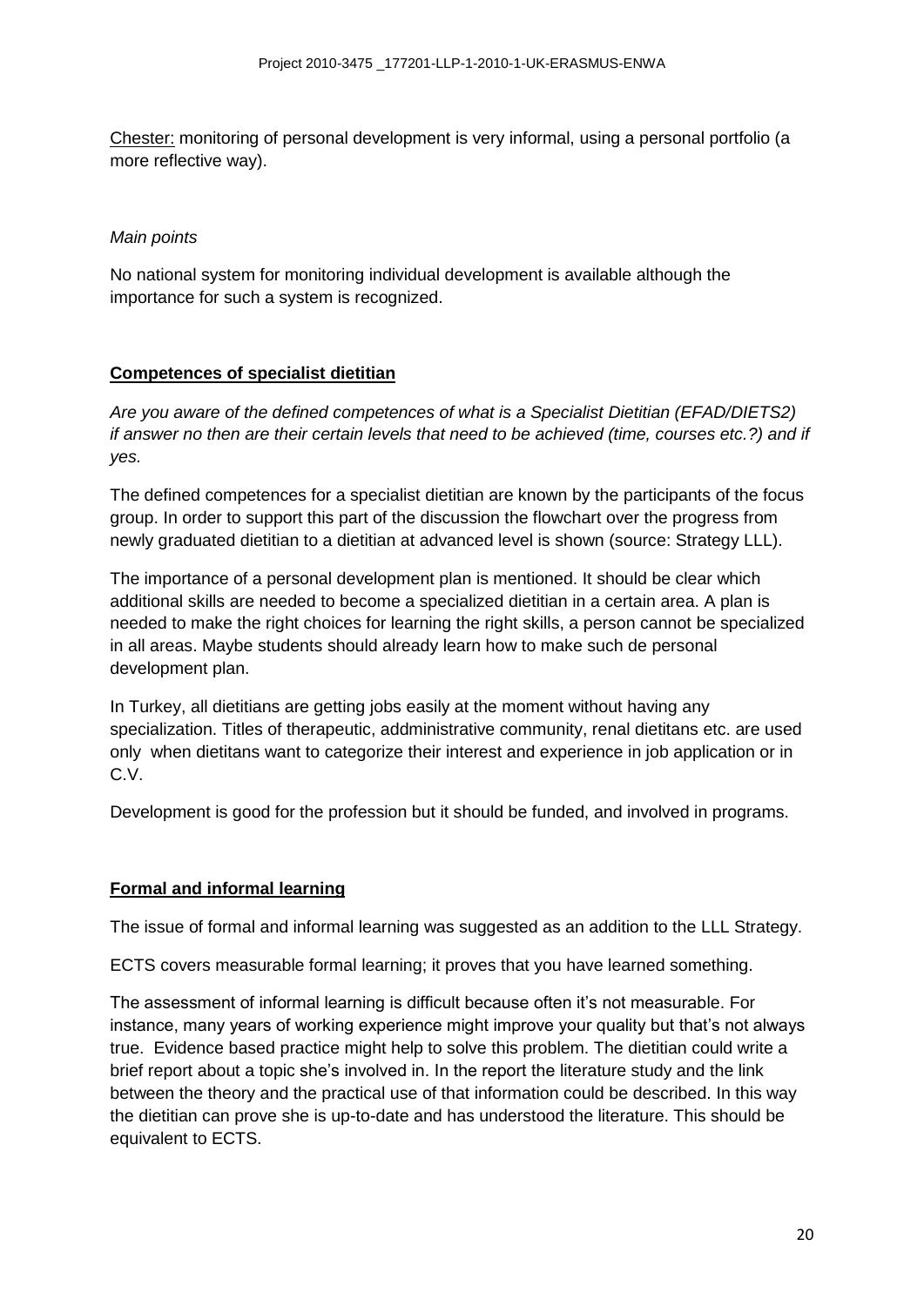Chester: monitoring of personal development is very informal, using a personal portfolio (a more reflective way).

*Main points*

No national system for monitoring individual development is available although the importance for such a system is recognized.

## Competences of specialist dietitian

*Are you aware of the defined competences of what is a Specialist Dietitian (EFAD/DIETS2) if answer no then are their certain levels that need to be achieved (time, courses etc.?) and if yes.*

The defined competences for a specialist dietitian are known by the participants of the focus group. In order to support this part of the discussion the flowchart over the progress from newly graduated dietitian to a dietitian at advanced level is shown (source: Strategy LLL).

The importance of a personal development plan is mentioned. It should be clear which additional skills are needed to become a specialized dietitian in a certain area. A plan is needed to make the right choices for learning the right skills, a person cannot be specialized in all areas. Maybe students should already learn how to make such de personal development plan.

In Turkey, all dietitians are getting jobs easily at the moment without having any specialization. Titles of therapeutic, addministrative community, renal dietitans etc. are used only when dietitans want to categorize their interest and experience in job application or in C.V.

Development is good for the profession but it should be funded, and involved in programs.

## Formal and informal learning

The issue of formal and informal learning was suggested as an addition to the LLL Strategy.

ECTS covers measurable formal learning; it proves that you have learned something.

The assessment of informal learning is difficult because often it's not measurable. For instance, many years of working experience might improve your quality but that's not always true. Evidence based practice might help to solve this problem. The dietitian could write a brief report about a topic she's involved in. In the report the literature study and the link between the theory and the practical use of that information could be described. In this way the dietitian can prove she is up-to-date and has understood the literature. This should be equivalent to ECTS.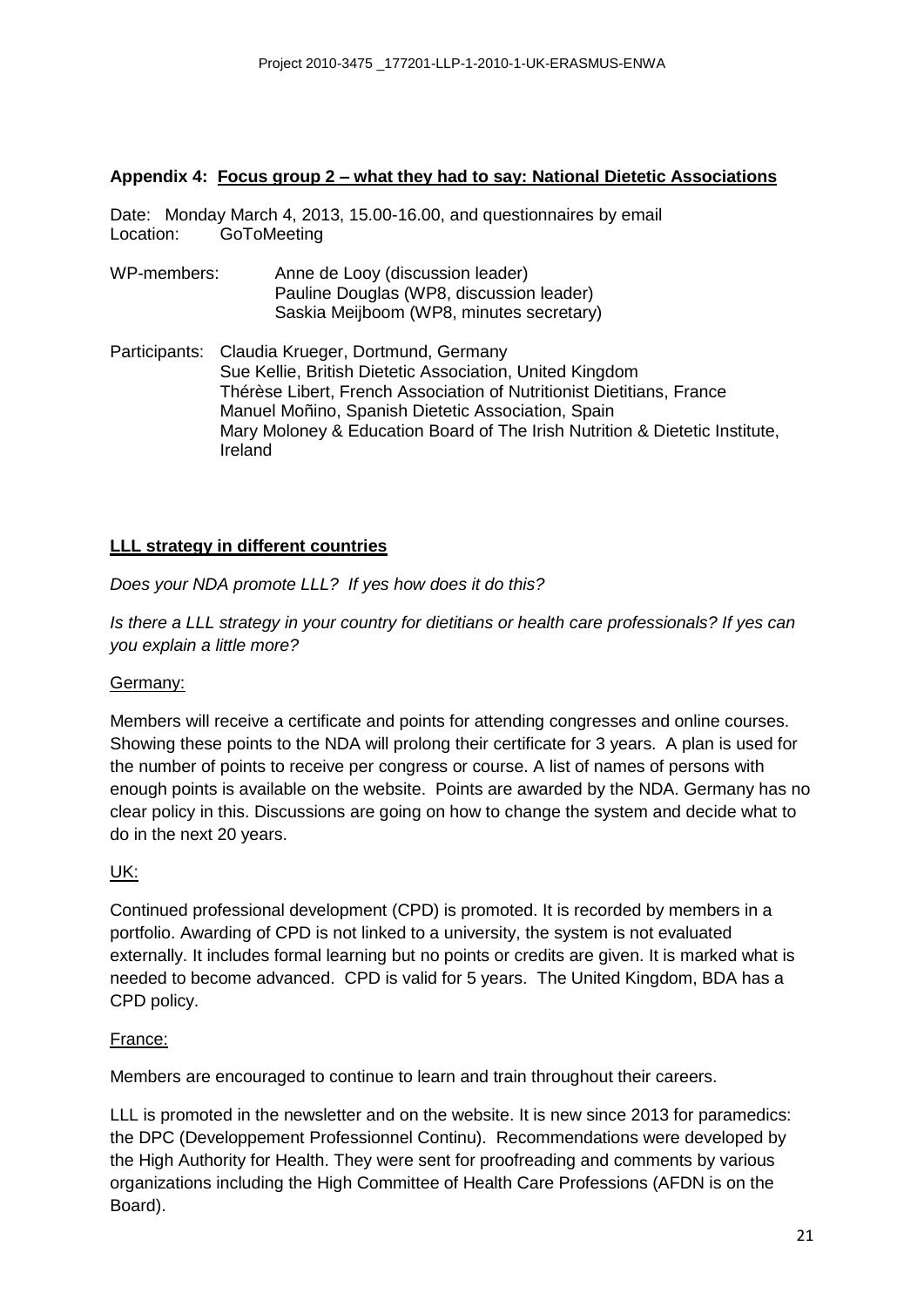## Appendix 4: Focus group 2 – what they had to say: National Dietetic Associations

Date: Monday March 4, 2013, 15.00-16.00, and questionnaires by email
Location: GoToMeeting

WP-members: Anne de Looy (discussion leader)
Pauline Douglas (WP8, discussion leader)
Saskia Meijboom (WP8, minutes secretary)

Participants: Claudia Krueger, Dortmund, Germany
Sue Kellie, British Dietetic Association, United Kingdom
Thérèse Libert, French Association of Nutritionist Dietitians, France
Manuel Moñino, Spanish Dietetic Association, Spain
Mary Moloney & Education Board of The Irish Nutrition & Dietetic Institute, Ireland

### LLL strategy in different countries

*Does your NDA promote LLL? If yes how does it do this?*

*Is there a LLL strategy in your country for dietitians or health care professionals? If yes can you explain a little more?*

Germany:

Members will receive a certificate and points for attending congresses and online courses. Showing these points to the NDA will prolong their certificate for 3 years. A plan is used for the number of points to receive per congress or course. A list of names of persons with enough points is available on the website. Points are awarded by the NDA. Germany has no clear policy in this. Discussions are going on how to change the system and decide what to do in the next 20 years.

UK:

Continued professional development (CPD) is promoted. It is recorded by members in a portfolio. Awarding of CPD is not linked to a university, the system is not evaluated externally. It includes formal learning but no points or credits are given. It is marked what is needed to become advanced. CPD is valid for 5 years. The United Kingdom, BDA has a CPD policy.

France:

Members are encouraged to continue to learn and train throughout their careers.

LLL is promoted in the newsletter and on the website. It is new since 2013 for paramedics: the DPC (Developpement Professionnel Continu). Recommendations were developed by the High Authority for Health. They were sent for proofreading and comments by various organizations including the High Committee of Health Care Professions (AFDN is on the Board).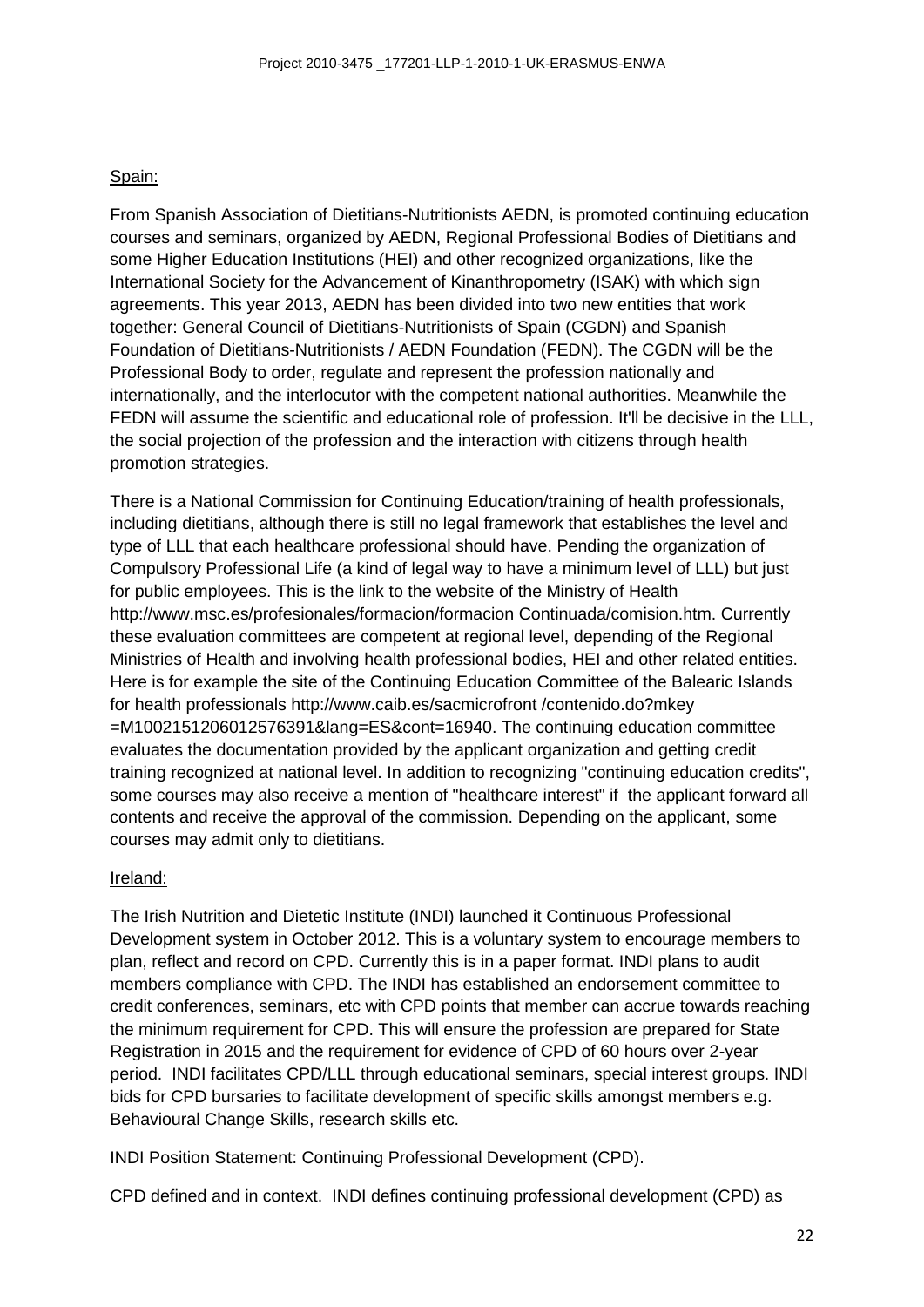Spain:

From Spanish Association of Dietitians-Nutritionists AEDN, is promoted continuing education courses and seminars, organized by AEDN, Regional Professional Bodies of Dietitians and some Higher Education Institutions (HEI) and other recognized organizations, like the International Society for the Advancement of Kinanthropometry (ISAK) with which sign agreements. This year 2013, AEDN has been divided into two new entities that work together: General Council of Dietitians-Nutritionists of Spain (CGDN) and Spanish Foundation of Dietitians-Nutritionists / AEDN Foundation (FEDN). The CGDN will be the Professional Body to order, regulate and represent the profession nationally and internationally, and the interlocutor with the competent national authorities. Meanwhile the FEDN will assume the scientific and educational role of profession. It'll be decisive in the LLL, the social projection of the profession and the interaction with citizens through health promotion strategies.

There is a National Commission for Continuing Education/training of health professionals, including dietitians, although there is still no legal framework that establishes the level and type of LLL that each healthcare professional should have. Pending the organization of Compulsory Professional Life (a kind of legal way to have a minimum level of LLL) but just for public employees. This is the link to the website of the Ministry of Health http://www.msc.es/profesionales/formacion/formacion Continuada/comision.htm. Currently these evaluation committees are competent at regional level, depending of the Regional Ministries of Health and involving health professional bodies, HEI and other related entities. Here is for example the site of the Continuing Education Committee of the Balearic Islands for health professionals http://www.caib.es/sacmicrofront /contenido.do?mkey =M1002151206012576391&lang=ES&cont=16940. The continuing education committee evaluates the documentation provided by the applicant organization and getting credit training recognized at national level. In addition to recognizing "continuing education credits", some courses may also receive a mention of "healthcare interest" if the applicant forward all contents and receive the approval of the commission. Depending on the applicant, some courses may admit only to dietitians.

Ireland:

The Irish Nutrition and Dietetic Institute (INDI) launched it Continuous Professional Development system in October 2012. This is a voluntary system to encourage members to plan, reflect and record on CPD. Currently this is in a paper format. INDI plans to audit members compliance with CPD. The INDI has established an endorsement committee to credit conferences, seminars, etc with CPD points that member can accrue towards reaching the minimum requirement for CPD. This will ensure the profession are prepared for State Registration in 2015 and the requirement for evidence of CPD of 60 hours over 2-year period. INDI facilitates CPD/LLL through educational seminars, special interest groups. INDI bids for CPD bursaries to facilitate development of specific skills amongst members e.g. Behavioural Change Skills, research skills etc.

INDI Position Statement: Continuing Professional Development (CPD).

CPD defined and in context. INDI defines continuing professional development (CPD) as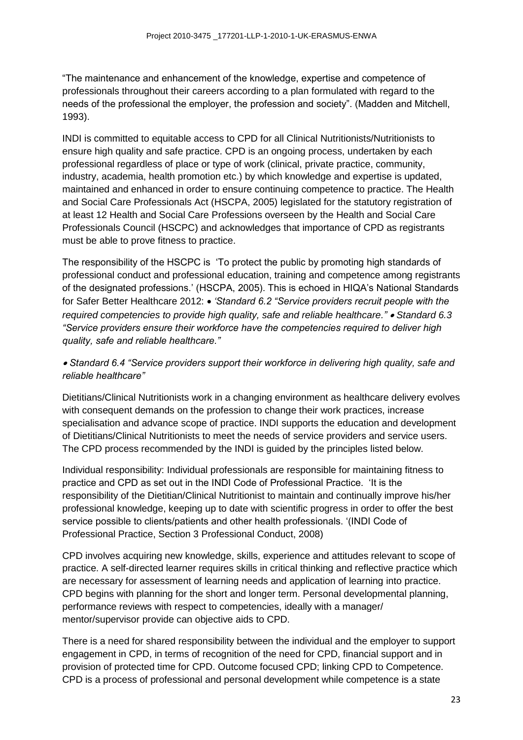"The maintenance and enhancement of the knowledge, expertise and competence of professionals throughout their careers according to a plan formulated with regard to the needs of the professional the employer, the profession and society". (Madden and Mitchell, 1993).

INDI is committed to equitable access to CPD for all Clinical Nutritionists/Nutritionists to ensure high quality and safe practice. CPD is an ongoing process, undertaken by each professional regardless of place or type of work (clinical, private practice, community, industry, academia, health promotion etc.) by which knowledge and expertise is updated, maintained and enhanced in order to ensure continuing competence to practice. The Health and Social Care Professionals Act (HSCPA, 2005) legislated for the statutory registration of at least 12 Health and Social Care Professions overseen by the Health and Social Care Professionals Council (HSCPC) and acknowledges that importance of CPD as registrants must be able to prove fitness to practice.

The responsibility of the HSCPC is 'To protect the public by promoting high standards of professional conduct and professional education, training and competence among registrants of the designated professions.' (HSCPA, 2005). This is echoed in HIQA's National Standards for Safer Better Healthcare 2012: • *'Standard 6.2 "Service providers recruit people with the required competencies to provide high quality, safe and reliable healthcare."* • *Standard 6.3 "Service providers ensure their workforce have the competencies required to deliver high quality, safe and reliable healthcare."*

• *Standard 6.4 "Service providers support their workforce in delivering high quality, safe and reliable healthcare"*

Dietitians/Clinical Nutritionists work in a changing environment as healthcare delivery evolves with consequent demands on the profession to change their work practices, increase specialisation and advance scope of practice. INDI supports the education and development of Dietitians/Clinical Nutritionists to meet the needs of service providers and service users. The CPD process recommended by the INDI is guided by the principles listed below.

Individual responsibility: Individual professionals are responsible for maintaining fitness to practice and CPD as set out in the INDI Code of Professional Practice. 'It is the responsibility of the Dietitian/Clinical Nutritionist to maintain and continually improve his/her professional knowledge, keeping up to date with scientific progress in order to offer the best service possible to clients/patients and other health professionals. '(INDI Code of Professional Practice, Section 3 Professional Conduct, 2008)

CPD involves acquiring new knowledge, skills, experience and attitudes relevant to scope of practice. A self-directed learner requires skills in critical thinking and reflective practice which are necessary for assessment of learning needs and application of learning into practice. CPD begins with planning for the short and longer term. Personal developmental planning, performance reviews with respect to competencies, ideally with a manager/ mentor/supervisor provide can objective aids to CPD.

There is a need for shared responsibility between the individual and the employer to support engagement in CPD, in terms of recognition of the need for CPD, financial support and in provision of protected time for CPD. Outcome focused CPD; linking CPD to Competence. CPD is a process of professional and personal development while competence is a state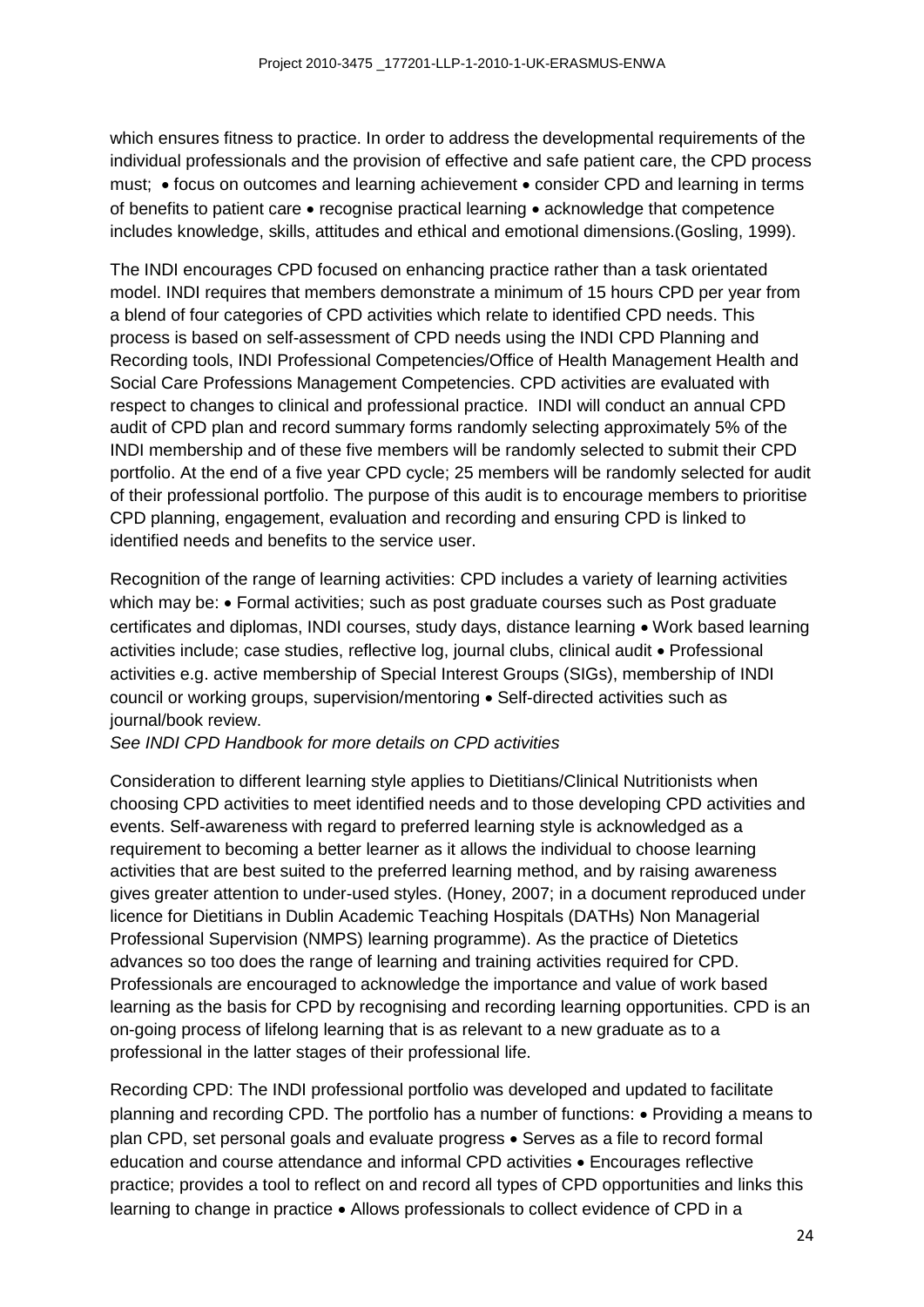which ensures fitness to practice. In order to address the developmental requirements of the individual professionals and the provision of effective and safe patient care, the CPD process must; • focus on outcomes and learning achievement • consider CPD and learning in terms of benefits to patient care • recognise practical learning • acknowledge that competence includes knowledge, skills, attitudes and ethical and emotional dimensions.(Gosling, 1999).

The INDI encourages CPD focused on enhancing practice rather than a task orientated model. INDI requires that members demonstrate a minimum of 15 hours CPD per year from a blend of four categories of CPD activities which relate to identified CPD needs. This process is based on self-assessment of CPD needs using the INDI CPD Planning and Recording tools, INDI Professional Competencies/Office of Health Management Health and Social Care Professions Management Competencies. CPD activities are evaluated with respect to changes to clinical and professional practice. INDI will conduct an annual CPD audit of CPD plan and record summary forms randomly selecting approximately 5% of the INDI membership and of these five members will be randomly selected to submit their CPD portfolio. At the end of a five year CPD cycle; 25 members will be randomly selected for audit of their professional portfolio. The purpose of this audit is to encourage members to prioritise CPD planning, engagement, evaluation and recording and ensuring CPD is linked to identified needs and benefits to the service user.

Recognition of the range of learning activities: CPD includes a variety of learning activities which may be: • Formal activities; such as post graduate courses such as Post graduate certificates and diplomas, INDI courses, study days, distance learning • Work based learning activities include; case studies, reflective log, journal clubs, clinical audit • Professional activities e.g. active membership of Special Interest Groups (SIGs), membership of INDI council or working groups, supervision/mentoring • Self-directed activities such as journal/book review.

*See INDI CPD Handbook for more details on CPD activities*

Consideration to different learning style applies to Dietitians/Clinical Nutritionists when choosing CPD activities to meet identified needs and to those developing CPD activities and events. Self-awareness with regard to preferred learning style is acknowledged as a requirement to becoming a better learner as it allows the individual to choose learning activities that are best suited to the preferred learning method, and by raising awareness gives greater attention to under-used styles. (Honey, 2007; in a document reproduced under licence for Dietitians in Dublin Academic Teaching Hospitals (DATHs) Non Managerial Professional Supervision (NMPS) learning programme). As the practice of Dietetics advances so too does the range of learning and training activities required for CPD. Professionals are encouraged to acknowledge the importance and value of work based learning as the basis for CPD by recognising and recording learning opportunities. CPD is an on-going process of lifelong learning that is as relevant to a new graduate as to a professional in the latter stages of their professional life.

Recording CPD: The INDI professional portfolio was developed and updated to facilitate planning and recording CPD. The portfolio has a number of functions: • Providing a means to plan CPD, set personal goals and evaluate progress • Serves as a file to record formal education and course attendance and informal CPD activities • Encourages reflective practice; provides a tool to reflect on and record all types of CPD opportunities and links this learning to change in practice • Allows professionals to collect evidence of CPD in a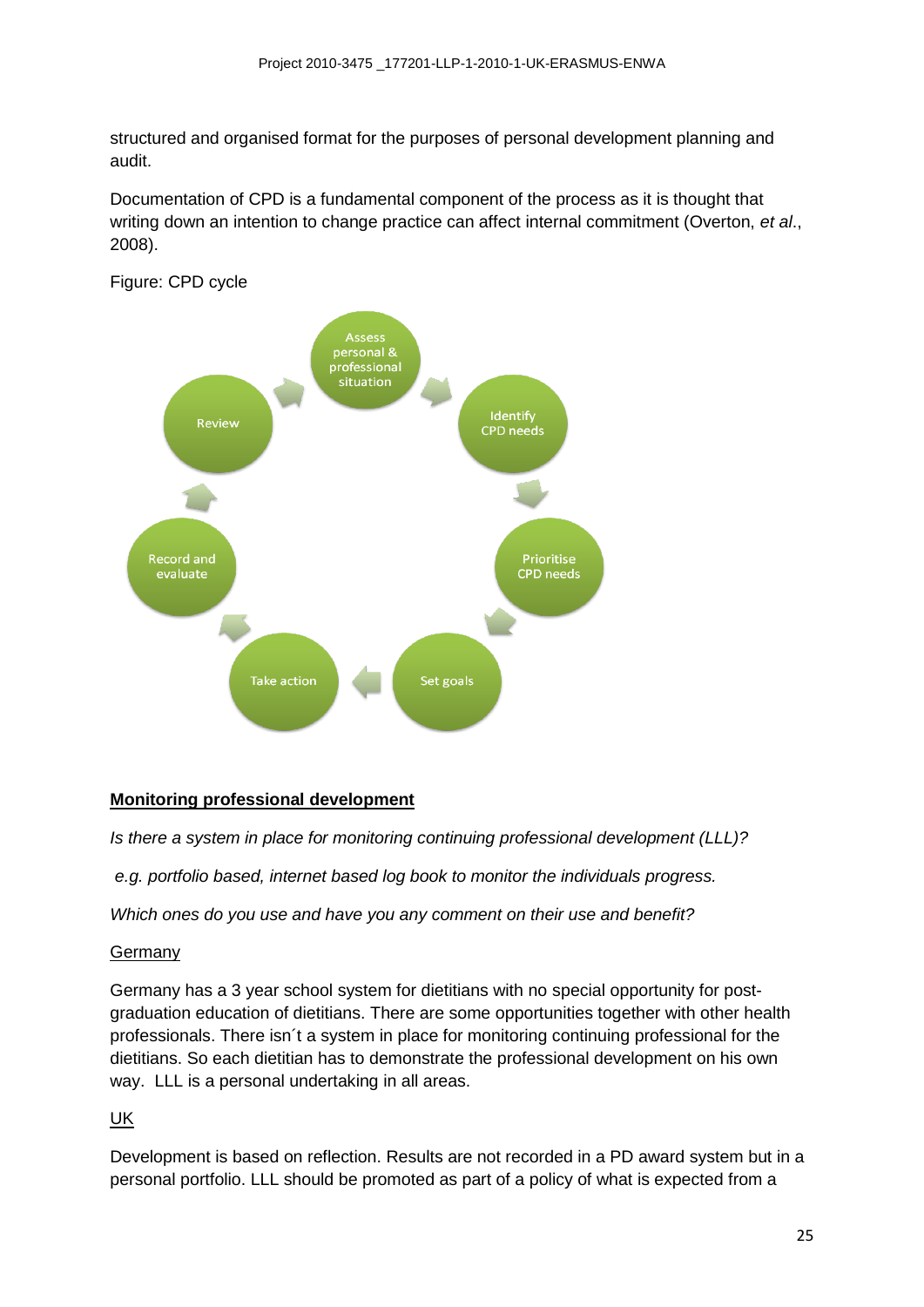structured and organised format for the purposes of personal development planning and audit.

Documentation of CPD is a fundamental component of the process as it is thought that writing down an intention to change practice can affect internal commitment (Overton, *et al*., 2008).

Figure: CPD cycle

Assess personal & professional situation

Identify CPD needs

Prioritise CPD needs

Set goals

Take action

Record and evaluate

Review

**Monitoring professional development**

*Is there a system in place for monitoring continuing professional development (LLL)?*

*e.g. portfolio based, internet based log book to monitor the individuals progress.*

*Which ones do you use and have you any comment on their use and benefit?*

Germany

Germany has a 3 year school system for dietitians with no special opportunity for post-graduation education of dietitians. There are some opportunities together with other health professionals. There isn´t a system in place for monitoring continuing professional for the dietitians. So each dietitian has to demonstrate the professional development on his own way. LLL is a personal undertaking in all areas.

UK

Development is based on reflection. Results are not recorded in a PD award system but in a personal portfolio. LLL should be promoted as part of a policy of what is expected from a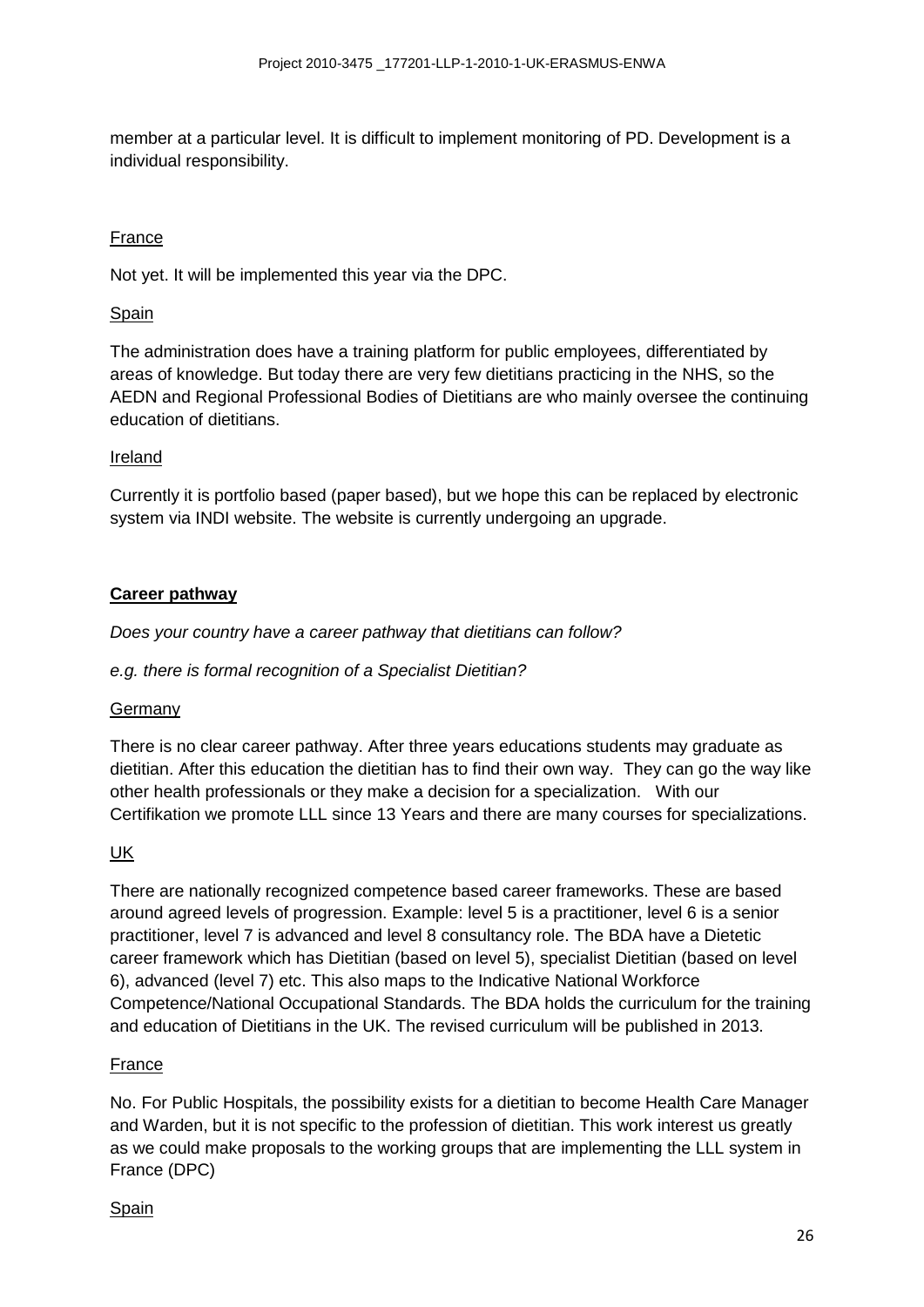member at a particular level. It is difficult to implement monitoring of PD. Development is a individual responsibility.

France

Not yet. It will be implemented this year via the DPC.

Spain

The administration does have a training platform for public employees, differentiated by areas of knowledge. But today there are very few dietitians practicing in the NHS, so the AEDN and Regional Professional Bodies of Dietitians are who mainly oversee the continuing education of dietitians.

Ireland

Currently it is portfolio based (paper based), but we hope this can be replaced by electronic system via INDI website. The website is currently undergoing an upgrade.

**Career pathway**

*Does your country have a career pathway that dietitians can follow?*

*e.g. there is formal recognition of a Specialist Dietitian?*

Germany

There is no clear career pathway. After three years educations students may graduate as dietitian. After this education the dietitian has to find their own way. They can go the way like other health professionals or they make a decision for a specialization. With our Certifikation we promote LLL since 13 Years and there are many courses for specializations.

UK

There are nationally recognized competence based career frameworks. These are based around agreed levels of progression. Example: level 5 is a practitioner, level 6 is a senior practitioner, level 7 is advanced and level 8 consultancy role. The BDA have a Dietetic career framework which has Dietitian (based on level 5), specialist Dietitian (based on level 6), advanced (level 7) etc. This also maps to the Indicative National Workforce Competence/National Occupational Standards. The BDA holds the curriculum for the training and education of Dietitians in the UK. The revised curriculum will be published in 2013.

France

No. For Public Hospitals, the possibility exists for a dietitian to become Health Care Manager and Warden, but it is not specific to the profession of dietitian. This work interest us greatly as we could make proposals to the working groups that are implementing the LLL system in France (DPC)

Spain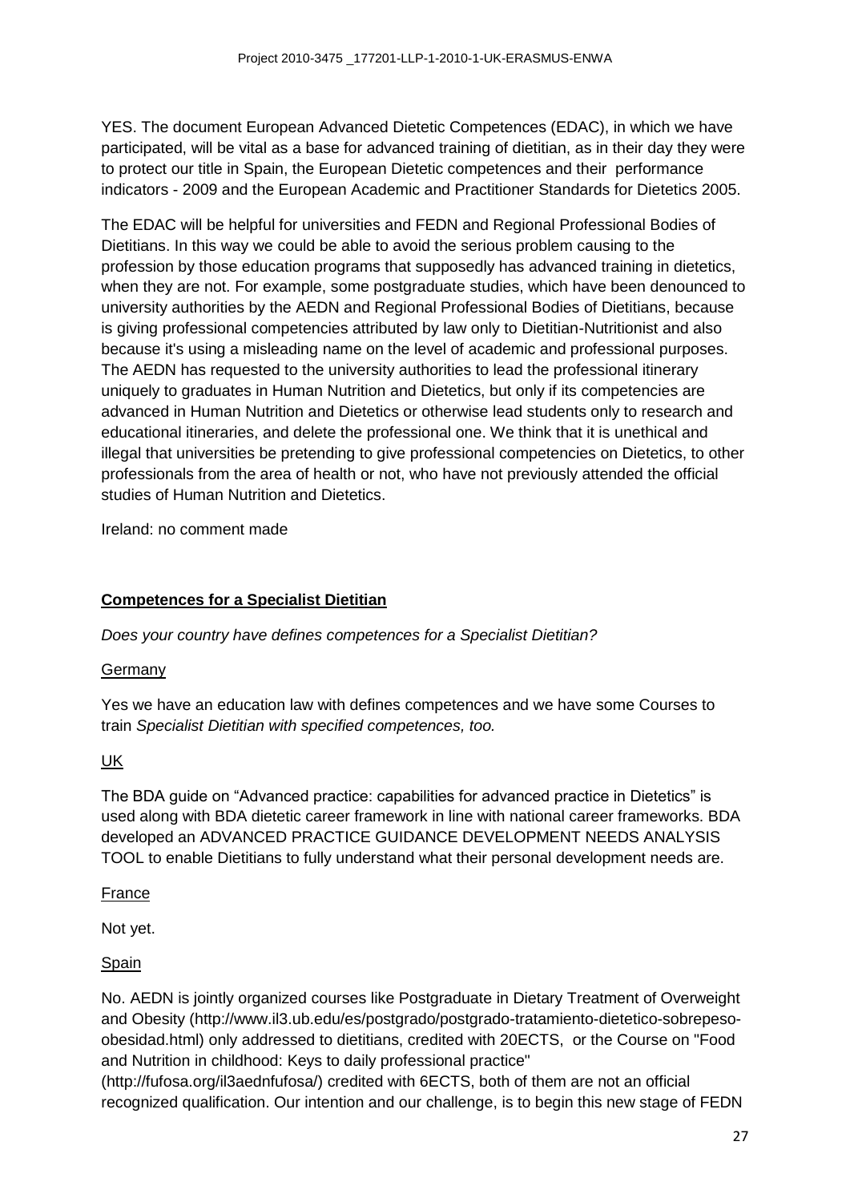YES. The document European Advanced Dietetic Competences (EDAC), in which we have participated, will be vital as a base for advanced training of dietitian, as in their day they were to protect our title in Spain, the European Dietetic competences and their performance indicators - 2009 and the European Academic and Practitioner Standards for Dietetics 2005.

The EDAC will be helpful for universities and FEDN and Regional Professional Bodies of Dietitians. In this way we could be able to avoid the serious problem causing to the profession by those education programs that supposedly has advanced training in dietetics, when they are not. For example, some postgraduate studies, which have been denounced to university authorities by the AEDN and Regional Professional Bodies of Dietitians, because is giving professional competencies attributed by law only to Dietitian-Nutritionist and also because it's using a misleading name on the level of academic and professional purposes. The AEDN has requested to the university authorities to lead the professional itinerary uniquely to graduates in Human Nutrition and Dietetics, but only if its competencies are advanced in Human Nutrition and Dietetics or otherwise lead students only to research and educational itineraries, and delete the professional one. We think that it is unethical and illegal that universities be pretending to give professional competencies on Dietetics, to other professionals from the area of health or not, who have not previously attended the official studies of Human Nutrition and Dietetics.

Ireland: no comment made

## Competences for a Specialist Dietitian

*Does your country have defines competences for a Specialist Dietitian?*

Germany

Yes we have an education law with defines competences and we have some Courses to train *Specialist Dietitian with specified competences, too.*

UK

The BDA guide on "Advanced practice: capabilities for advanced practice in Dietetics" is used along with BDA dietetic career framework in line with national career frameworks. BDA developed an ADVANCED PRACTICE GUIDANCE DEVELOPMENT NEEDS ANALYSIS TOOL to enable Dietitians to fully understand what their personal development needs are.

France

Not yet.

Spain

No. AEDN is jointly organized courses like Postgraduate in Dietary Treatment of Overweight and Obesity (http://www.il3.ub.edu/es/postgrado/postgrado-tratamiento-dietetico-sobrepeso-obesidad.html) only addressed to dietitians, credited with 20ECTS, or the Course on "Food and Nutrition in childhood: Keys to daily professional practice" (http://fufosa.org/il3aednfufosa/) credited with 6ECTS, both of them are not an official recognized qualification. Our intention and our challenge, is to begin this new stage of FEDN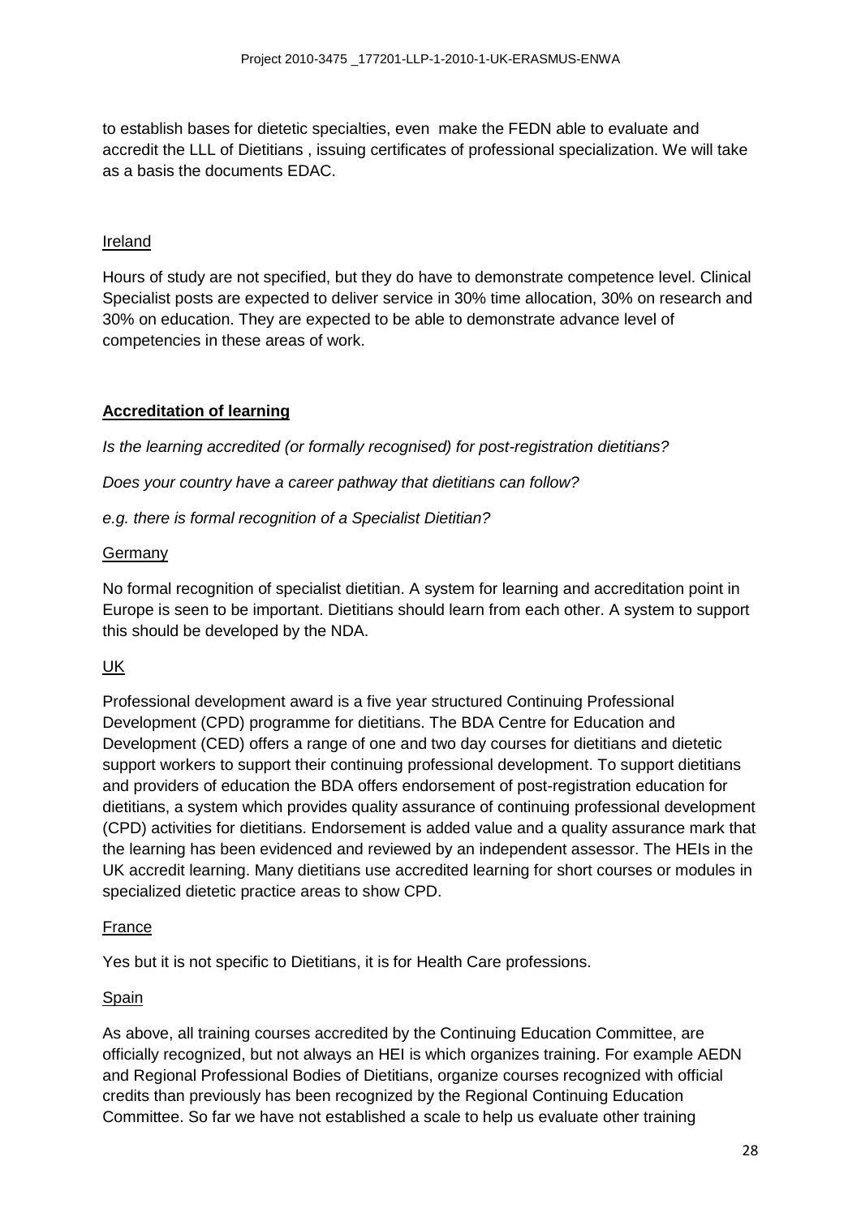to establish bases for dietetic specialties, even make the FEDN able to evaluate and accredit the LLL of Dietitians , issuing certificates of professional specialization. We will take as a basis the documents EDAC.

Ireland

Hours of study are not specified, but they do have to demonstrate competence level. Clinical Specialist posts are expected to deliver service in 30% time allocation, 30% on research and 30% on education. They are expected to be able to demonstrate advance level of competencies in these areas of work.

**Accreditation of learning**

*Is the learning accredited (or formally recognised) for post-registration dietitians?*

*Does your country have a career pathway that dietitians can follow?*

*e.g. there is formal recognition of a Specialist Dietitian?*

Germany

No formal recognition of specialist dietitian. A system for learning and accreditation point in Europe is seen to be important. Dietitians should learn from each other. A system to support this should be developed by the NDA.

UK

Professional development award is a five year structured Continuing Professional Development (CPD) programme for dietitians. The BDA Centre for Education and Development (CED) offers a range of one and two day courses for dietitians and dietetic support workers to support their continuing professional development. To support dietitians and providers of education the BDA offers endorsement of post-registration education for dietitians, a system which provides quality assurance of continuing professional development (CPD) activities for dietitians. Endorsement is added value and a quality assurance mark that the learning has been evidenced and reviewed by an independent assessor. The HEIs in the UK accredit learning. Many dietitians use accredited learning for short courses or modules in specialized dietetic practice areas to show CPD.

France

Yes but it is not specific to Dietitians, it is for Health Care professions.

Spain

As above, all training courses accredited by the Continuing Education Committee, are officially recognized, but not always an HEI is which organizes training. For example AEDN and Regional Professional Bodies of Dietitians, organize courses recognized with official credits than previously has been recognized by the Regional Continuing Education Committee. So far we have not established a scale to help us evaluate other training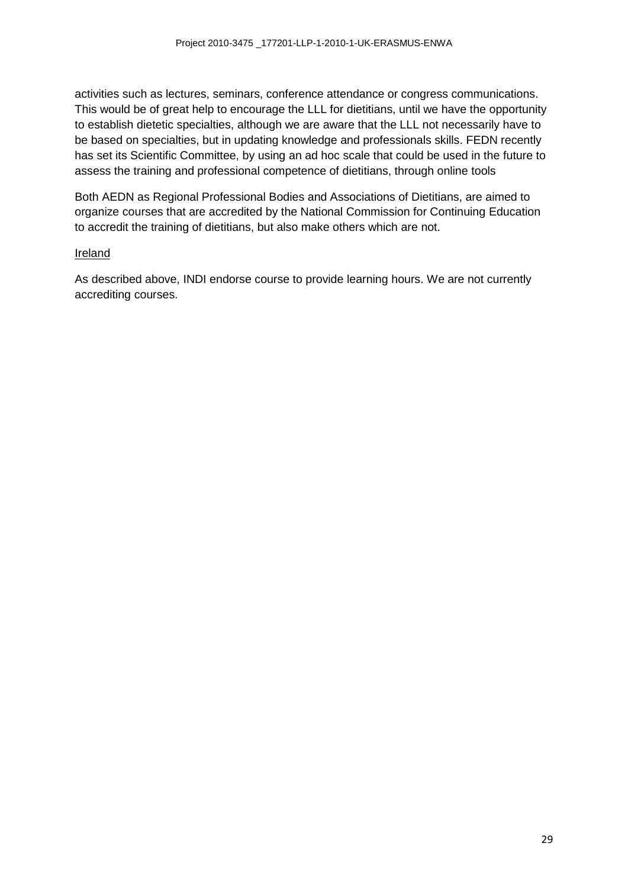activities such as lectures, seminars, conference attendance or congress communications. This would be of great help to encourage the LLL for dietitians, until we have the opportunity to establish dietetic specialties, although we are aware that the LLL not necessarily have to be based on specialties, but in updating knowledge and professionals skills. FEDN recently has set its Scientific Committee, by using an ad hoc scale that could be used in the future to assess the training and professional competence of dietitians, through online tools

Both AEDN as Regional Professional Bodies and Associations of Dietitians, are aimed to organize courses that are accredited by the National Commission for Continuing Education to accredit the training of dietitians, but also make others which are not.

<u>Ireland</u>

As described above, INDI endorse course to provide learning hours. We are not currently accrediting courses.